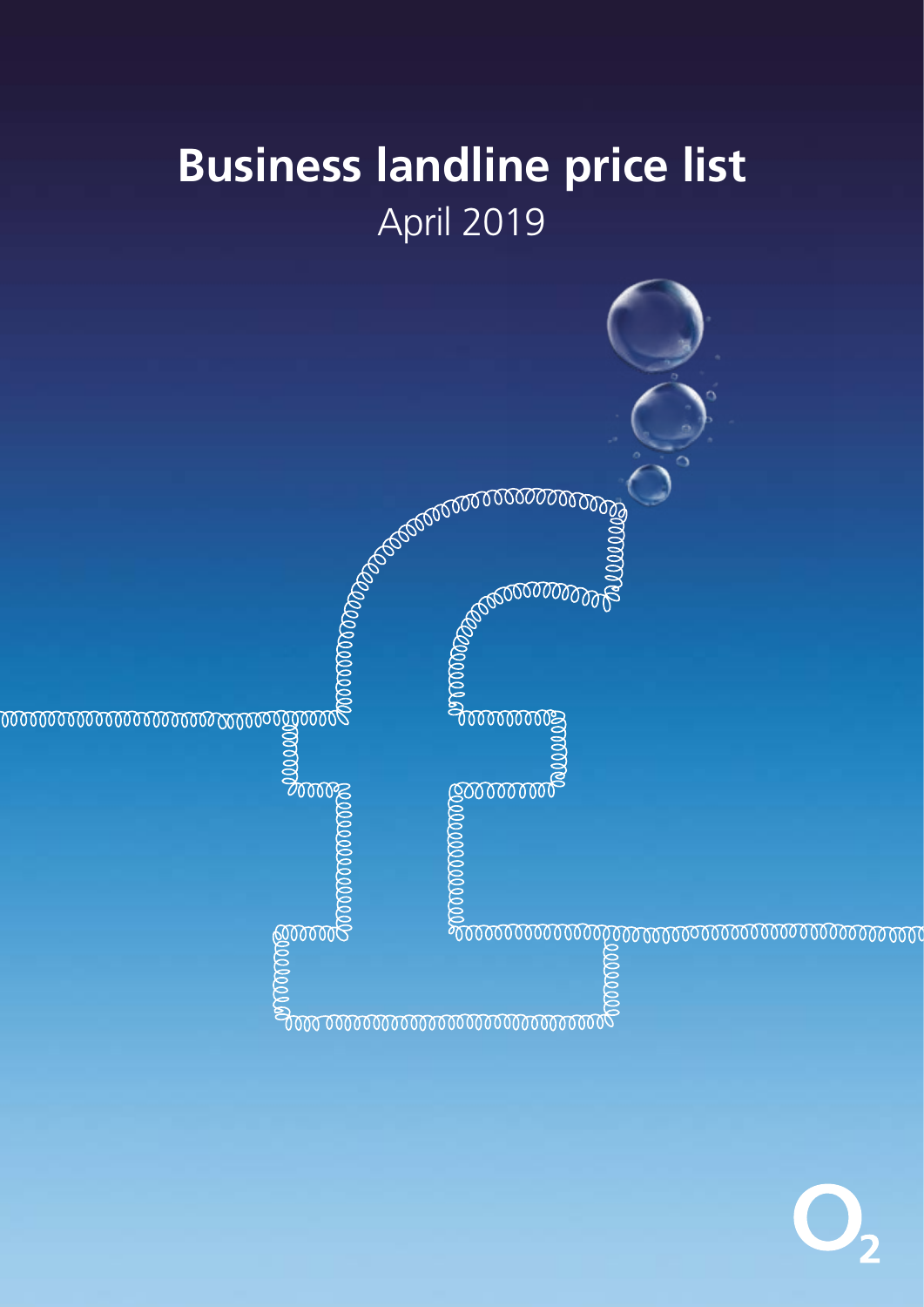# Business landline price list

April 2019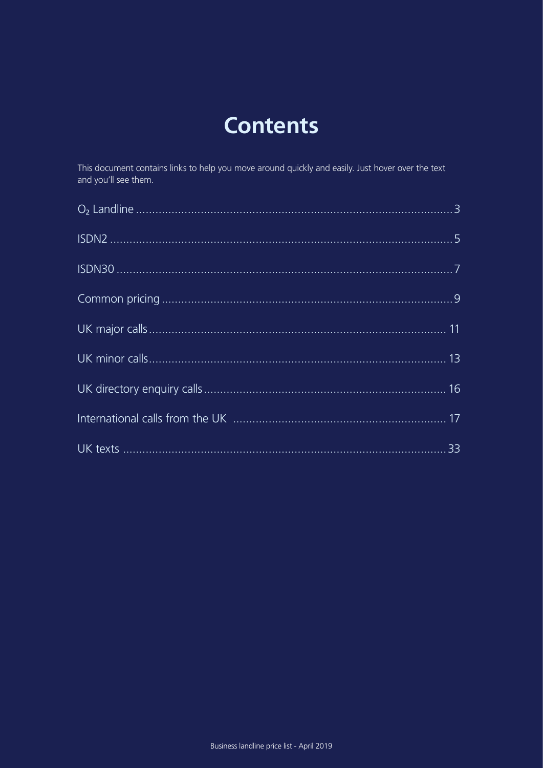# Contents

This document contains links to help you move around quickly and easily. Just hover over the text and you'll see them.

| | |
|---|---|
| $O_2$ Landline | 3 |
| ISDN2 | 5 |
| ISDN30 | 7 |
| Common pricing | 9 |
| UK major calls | 11 |
| UK minor calls | 13 |
| UK directory enquiry calls | 16 |
| International calls from the UK | 17 |
| UK texts | 33 |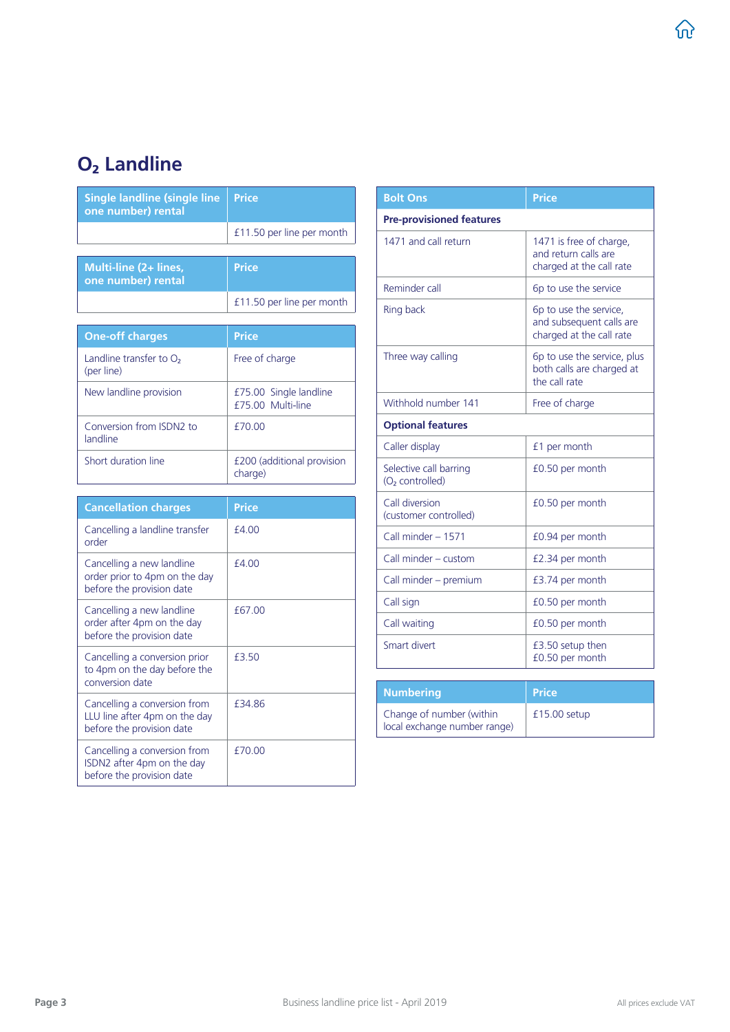# $O_2$ Landline

| Single landline (single line one number) rental | Price |
|---|---|
| | £11.50 per line per month |

| Multi-line (2+ lines, one number) rental | Price |
|---|---|
| | £11.50 per line per month |

| One-off charges | Price |
|---|---|
| Landline transfer to $O_2$ (per line) | Free of charge |
| New landline provision | £75.00 Single landline<br>£75.00 Multi-line |
| Conversion from ISDN2 to landline | £70.00 |
| Short duration line | £200 (additional provision charge) |

| Cancellation charges | Price |
|---|---|
| Cancelling a landline transfer order | £4.00 |
| Cancelling a new landline order prior to 4pm on the day before the provision date | £4.00 |
| Cancelling a new landline order after 4pm on the day before the provision date | £67.00 |
| Cancelling a conversion prior to 4pm on the day before the conversion date | £3.50 |
| Cancelling a conversion from LLU line after 4pm on the day before the provision date | £34.86 |
| Cancelling a conversion from ISDN2 after 4pm on the day before the provision date | £70.00 |

| Bolt Ons | Price |
|---|---|
| **Pre-provisioned features** | |
| 1471 and call return | 1471 is free of charge, and return calls are charged at the call rate |
| Reminder call | 6p to use the service |
| Ring back | 6p to use the service, and subsequent calls are charged at the call rate |
| Three way calling | 6p to use the service, plus both calls are charged at the call rate |
| Withhold number 141 | Free of charge |
| **Optional features** | |
| Caller display | £1 per month |
| Selective call barring ($O_2$ controlled) | £0.50 per month |
| Call diversion (customer controlled) | £0.50 per month |
| Call minder – 1571 | £0.94 per month |
| Call minder – custom | £2.34 per month |
| Call minder – premium | £3.74 per month |
| Call sign | £0.50 per month |
| Call waiting | £0.50 per month |
| Smart divert | £3.50 setup then £0.50 per month |

| Numbering | Price |
|---|---|
| Change of number (within local exchange number range) | £15.00 setup |

All prices exclude VAT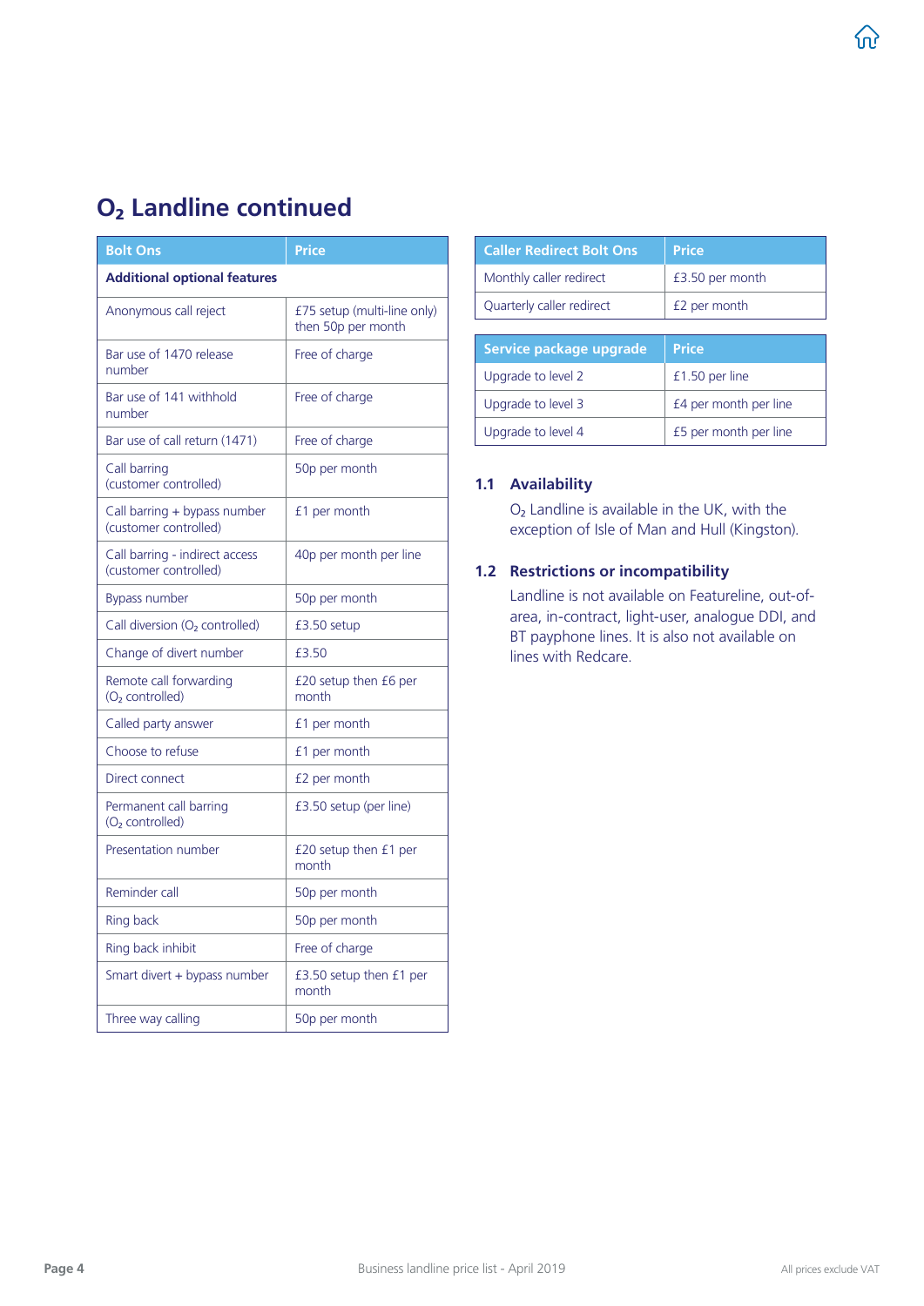# $O_2$ Landline continued

| Bolt Ons | Price |
|---|---|
| **Additional optional features** | |
| Anonymous call reject | £75 setup (multi-line only) then 50p per month |
| Bar use of 1470 release number | Free of charge |
| Bar use of 141 withhold number | Free of charge |
| Bar use of call return (1471) | Free of charge |
| Call barring (customer controlled) | 50p per month |
| Call barring + bypass number (customer controlled) | £1 per month |
| Call barring - indirect access (customer controlled) | 40p per month per line |
| Bypass number | 50p per month |
| Call diversion ($O_2$ controlled) | £3.50 setup |
| Change of divert number | £3.50 |
| Remote call forwarding ($O_2$ controlled) | £20 setup then £6 per month |
| Called party answer | £1 per month |
| Choose to refuse | £1 per month |
| Direct connect | £2 per month |
| Permanent call barring ($O_2$ controlled) | £3.50 setup (per line) |
| Presentation number | £20 setup then £1 per month |
| Reminder call | 50p per month |
| Ring back | 50p per month |
| Ring back inhibit | Free of charge |
| Smart divert + bypass number | £3.50 setup then £1 per month |
| Three way calling | 50p per month |

| Caller Redirect Bolt Ons | Price |
|---|---|
| Monthly caller redirect | £3.50 per month |
| Quarterly caller redirect | £2 per month |

| Service package upgrade | Price |
|---|---|
| Upgrade to level 2 | £1.50 per line |
| Upgrade to level 3 | £4 per month per line |
| Upgrade to level 4 | £5 per month per line |

### 1.1 Availability

$O_2$ Landline is available in the UK, with the exception of Isle of Man and Hull (Kingston).

### 1.2 Restrictions or incompatibility

Landline is not available on Featureline, out-of-area, in-contract, light-user, analogue DDI, and BT payphone lines. It is also not available on lines with Redcare.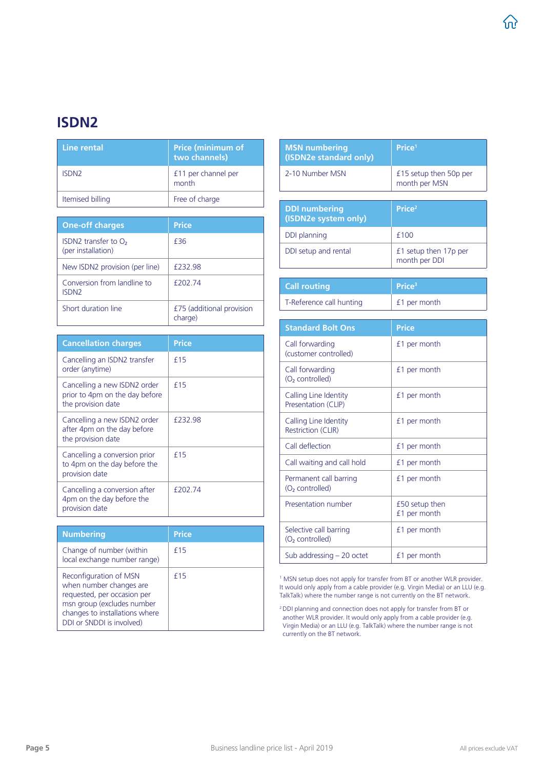# ISDN2

| Line rental | Price (minimum of two channels) |
|---|---|
| ISDN2 | £11 per channel per month |
| Itemised billing | Free of charge |

| One-off charges | Price |
|---|---|
| ISDN2 transfer to $O_2$ (per installation) | £36 |
| New ISDN2 provision (per line) | £232.98 |
| Conversion from landline to ISDN2 | £202.74 |
| Short duration line | £75 (additional provision charge) |

| Cancellation charges | Price |
|---|---|
| Cancelling an ISDN2 transfer order (anytime) | £15 |
| Cancelling a new ISDN2 order prior to 4pm on the day before the provision date | £15 |
| Cancelling a new ISDN2 order after 4pm on the day before the provision date | £232.98 |
| Cancelling a conversion prior to 4pm on the day before the provision date | £15 |
| Cancelling a conversion after 4pm on the day before the provision date | £202.74 |

| Numbering | Price |
|---|---|
| Change of number (within local exchange number range) | £15 |
| Reconfiguration of MSN when number changes are requested, per occasion per msn group (excludes number changes to installations where DDI or SNDDI is involved) | £15 |

| MSN numbering (ISDN2e standard only) | Price[1] |
|---|---|
| 2-10 Number MSN | £15 setup then 50p per month per MSN |

| DDI numbering (ISDN2e system only) | Price[2] |
|---|---|
| DDI planning | £100 |
| DDI setup and rental | £1 setup then 17p per month per DDI |

| Call routing | Price[3] |
|---|---|
| T-Reference call hunting | £1 per month |

| Standard Bolt Ons | Price |
|---|---|
| Call forwarding (customer controlled) | £1 per month |
| Call forwarding ($O_2$ controlled) | £1 per month |
| Calling Line Identity Presentation (CLIP) | £1 per month |
| Calling Line Identity Restriction (CLIR) | £1 per month |
| Call deflection | £1 per month |
| Call waiting and call hold | £1 per month |
| Permanent call barring ($O_2$ controlled) | £1 per month |
| Presentation number | £50 setup then £1 per month |
| Selective call barring ($O_2$ controlled) | £1 per month |
| Sub addressing – 20 octet | £1 per month |

[1] MSN setup does not apply for transfer from BT or another WLR provider. It would only apply from a cable provider (e.g. Virgin Media) or an LLU (e.g. TalkTalk) where the number range is not currently on the BT network.

[2] DDI planning and connection does not apply for transfer from BT or another WLR provider. It would only apply from a cable provider (e.g. Virgin Media) or an LLU (e.g. TalkTalk) where the number range is not currently on the BT network.

Business landline price list - April 2019

All prices exclude VAT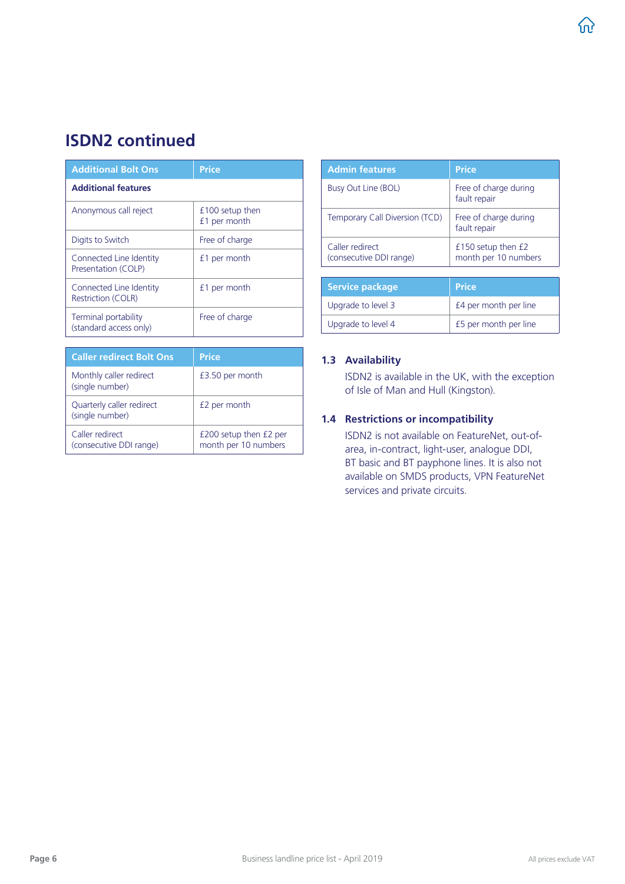## ISDN2 continued

| Additional Bolt Ons | Price |
|---|---|
| **Additional features** | |
| Anonymous call reject | £100 setup then £1 per month |
| Digits to Switch | Free of charge |
| Connected Line Identity Presentation (COLP) | £1 per month |
| Connected Line Identity Restriction (COLR) | £1 per month |
| Terminal portability (standard access only) | Free of charge |

| Caller redirect Bolt Ons | Price |
|---|---|
| Monthly caller redirect (single number) | £3.50 per month |
| Quarterly caller redirect (single number) | £2 per month |
| Caller redirect (consecutive DDI range) | £200 setup then £2 per month per 10 numbers |

| Admin features | Price |
|---|---|
| Busy Out Line (BOL) | Free of charge during fault repair |
| Temporary Call Diversion (TCD) | Free of charge during fault repair |
| Caller redirect (consecutive DDI range) | £150 setup then £2 month per 10 numbers |

| Service package | Price |
|---|---|
| Upgrade to level 3 | £4 per month per line |
| Upgrade to level 4 | £5 per month per line |

### 1.3 Availability

ISDN2 is available in the UK, with the exception of Isle of Man and Hull (Kingston).

### 1.4 Restrictions or incompatibility

ISDN2 is not available on FeatureNet, out-of-area, in-contract, light-user, analogue DDI, BT basic and BT payphone lines. It is also not available on SMDS products, VPN FeatureNet services and private circuits.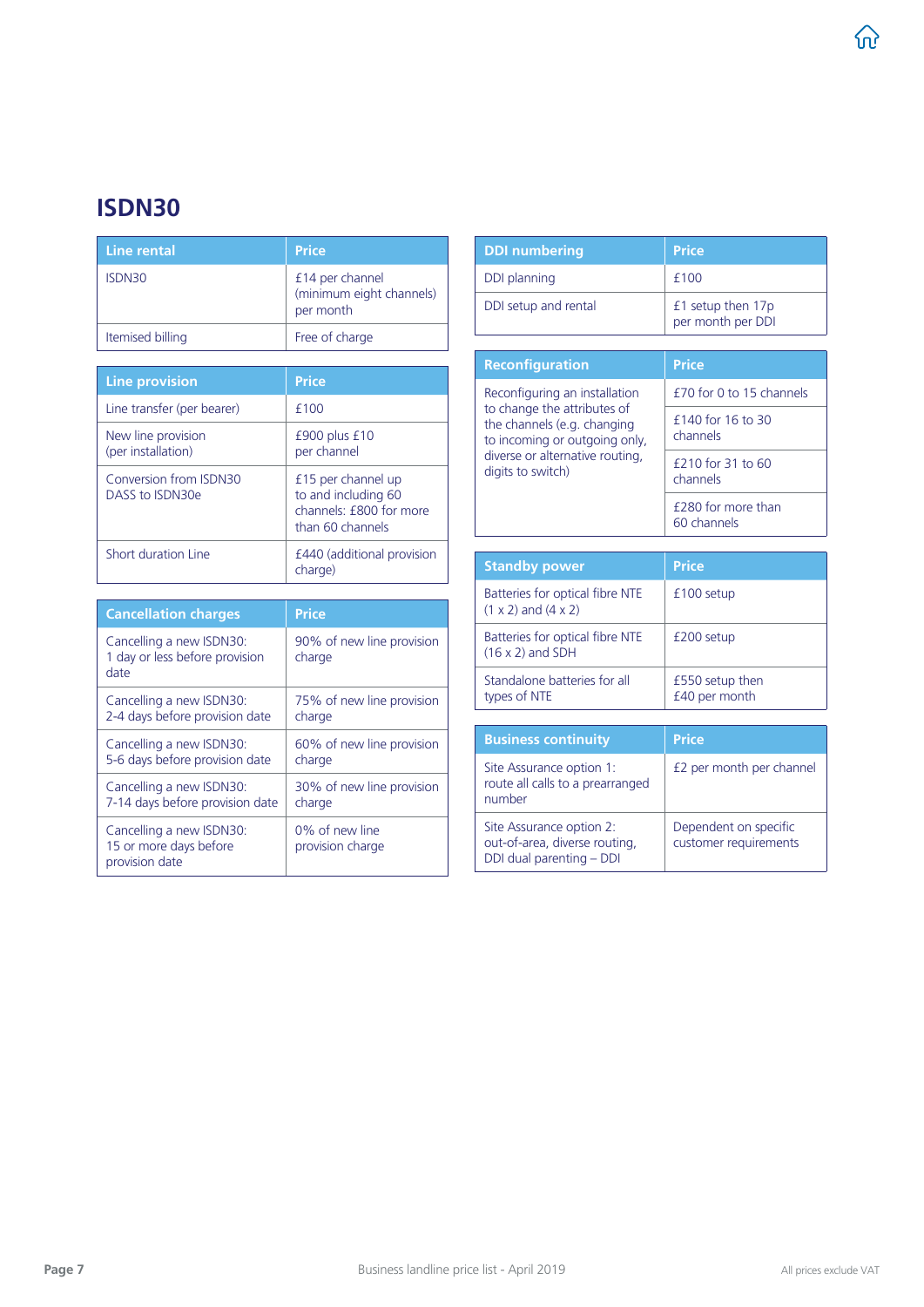## ISDN30

| Line rental | Price |
|---|---|
| ISDN30 | £14 per channel (minimum eight channels) per month |
| Itemised billing | Free of charge |

| Line provision | Price |
|---|---|
| Line transfer (per bearer) | £100 |
| New line provision (per installation) | £900 plus £10 per channel |
| Conversion from ISDN30 DASS to ISDN30e | £15 per channel up to and including 60 channels: £800 for more than 60 channels |
| Short duration Line | £440 (additional provision charge) |

| Cancellation charges | Price |
|---|---|
| Cancelling a new ISDN30: 1 day or less before provision date | 90% of new line provision charge |
| Cancelling a new ISDN30: 2-4 days before provision date | 75% of new line provision charge |
| Cancelling a new ISDN30: 5-6 days before provision date | 60% of new line provision charge |
| Cancelling a new ISDN30: 7-14 days before provision date | 30% of new line provision charge |
| Cancelling a new ISDN30: 15 or more days before provision date | 0% of new line provision charge |

| DDI numbering | Price |
|---|---|
| DDI planning | £100 |
| DDI setup and rental | £1 setup then 17p per month per DDI |

| Reconfiguration | Price |
|---|---|
| Reconfiguring an installation to change the attributes of the channels (e.g. changing to incoming or outgoing only, diverse or alternative routing, digits to switch) | £70 for 0 to 15 channels |
| | £140 for 16 to 30 channels |
| | £210 for 31 to 60 channels |
| | £280 for more than 60 channels |

| Standby power | Price |
|---|---|
| Batteries for optical fibre NTE (1 x 2) and (4 x 2) | £100 setup |
| Batteries for optical fibre NTE (16 x 2) and SDH | £200 setup |
| Standalone batteries for all types of NTE | £550 setup then £40 per month |

| Business continuity | Price |
|---|---|
| Site Assurance option 1: route all calls to a prearranged number | £2 per month per channel |
| Site Assurance option 2: out-of-area, diverse routing, DDI dual parenting – DDI | Dependent on specific customer requirements |

Business landline price list - April 2019

All prices exclude VAT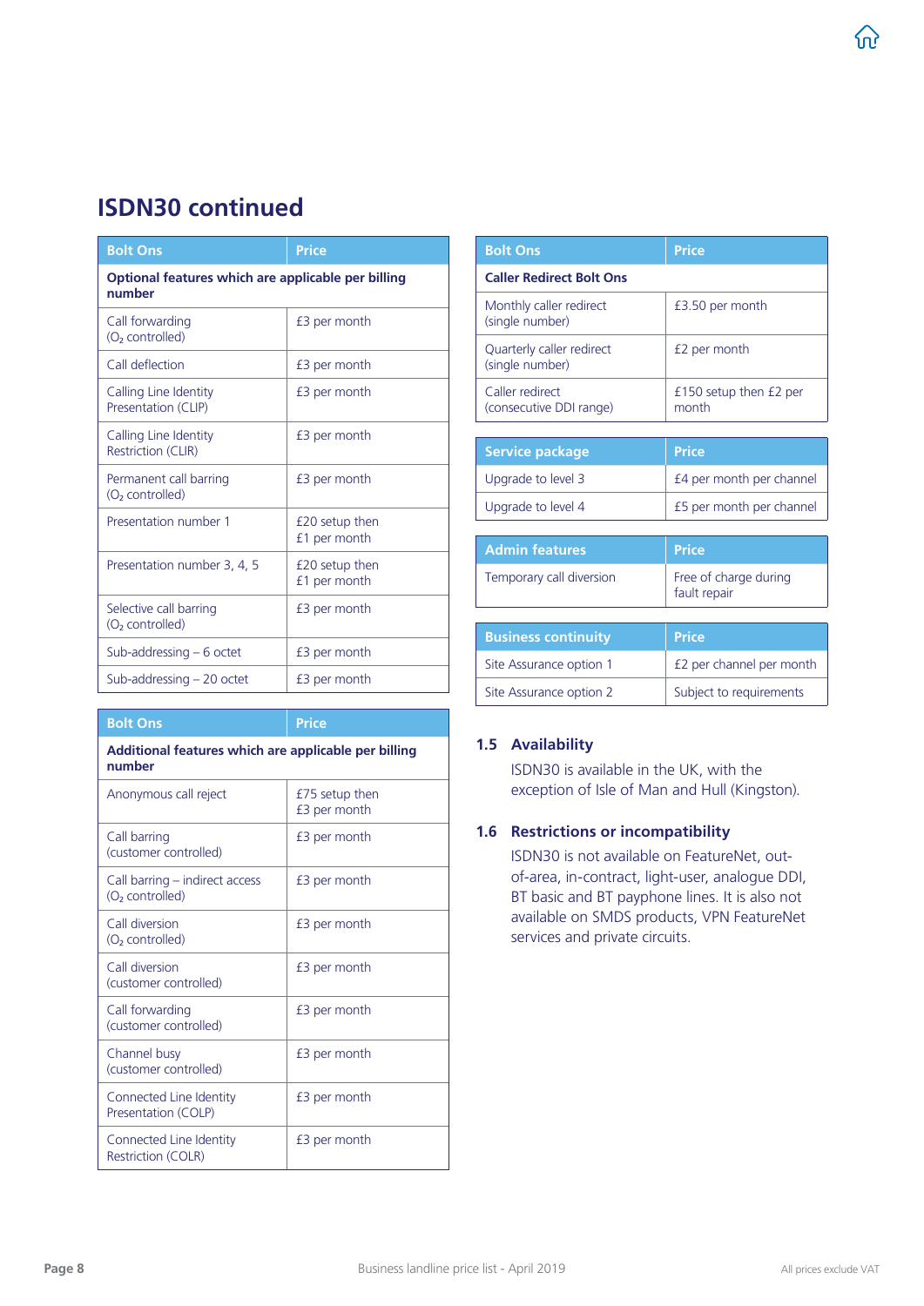# ISDN30 continued

| Bolt Ons | Price |
|---|---|
| **Optional features which are applicable per billing number** | |
| Call forwarding ($O_2$ controlled) | £3 per month |
| Call deflection | £3 per month |
| Calling Line Identity Presentation (CLIP) | £3 per month |
| Calling Line Identity Restriction (CLIR) | £3 per month |
| Permanent call barring ($O_2$ controlled) | £3 per month |
| Presentation number 1 | £20 setup then £1 per month |
| Presentation number 3, 4, 5 | £20 setup then £1 per month |
| Selective call barring ($O_2$ controlled) | £3 per month |
| Sub-addressing – 6 octet | £3 per month |
| Sub-addressing – 20 octet | £3 per month |

| Bolt Ons | Price |
|---|---|
| **Additional features which are applicable per billing number** | |
| Anonymous call reject | £75 setup then £3 per month |
| Call barring (customer controlled) | £3 per month |
| Call barring – indirect access ($O_2$ controlled) | £3 per month |
| Call diversion ($O_2$ controlled) | £3 per month |
| Call diversion (customer controlled) | £3 per month |
| Call forwarding (customer controlled) | £3 per month |
| Channel busy (customer controlled) | £3 per month |
| Connected Line Identity Presentation (COLP) | £3 per month |
| Connected Line Identity Restriction (COLR) | £3 per month |

| Bolt Ons | Price |
|---|---|
| **Caller Redirect Bolt Ons** | |
| Monthly caller redirect (single number) | £3.50 per month |
| Quarterly caller redirect (single number) | £2 per month |
| Caller redirect (consecutive DDI range) | £150 setup then £2 per month |

| Service package | Price |
|---|---|
| Upgrade to level 3 | £4 per month per channel |
| Upgrade to level 4 | £5 per month per channel |

| Admin features | Price |
|---|---|
| Temporary call diversion | Free of charge during fault repair |

| Business continuity | Price |
|---|---|
| Site Assurance option 1 | £2 per channel per month |
| Site Assurance option 2 | Subject to requirements |

### 1.5 Availability

ISDN30 is available in the UK, with the exception of Isle of Man and Hull (Kingston).

### 1.6 Restrictions or incompatibility

ISDN30 is not available on FeatureNet, out-of-area, in-contract, light-user, analogue DDI, BT basic and BT payphone lines. It is also not available on SMDS products, VPN FeatureNet services and private circuits.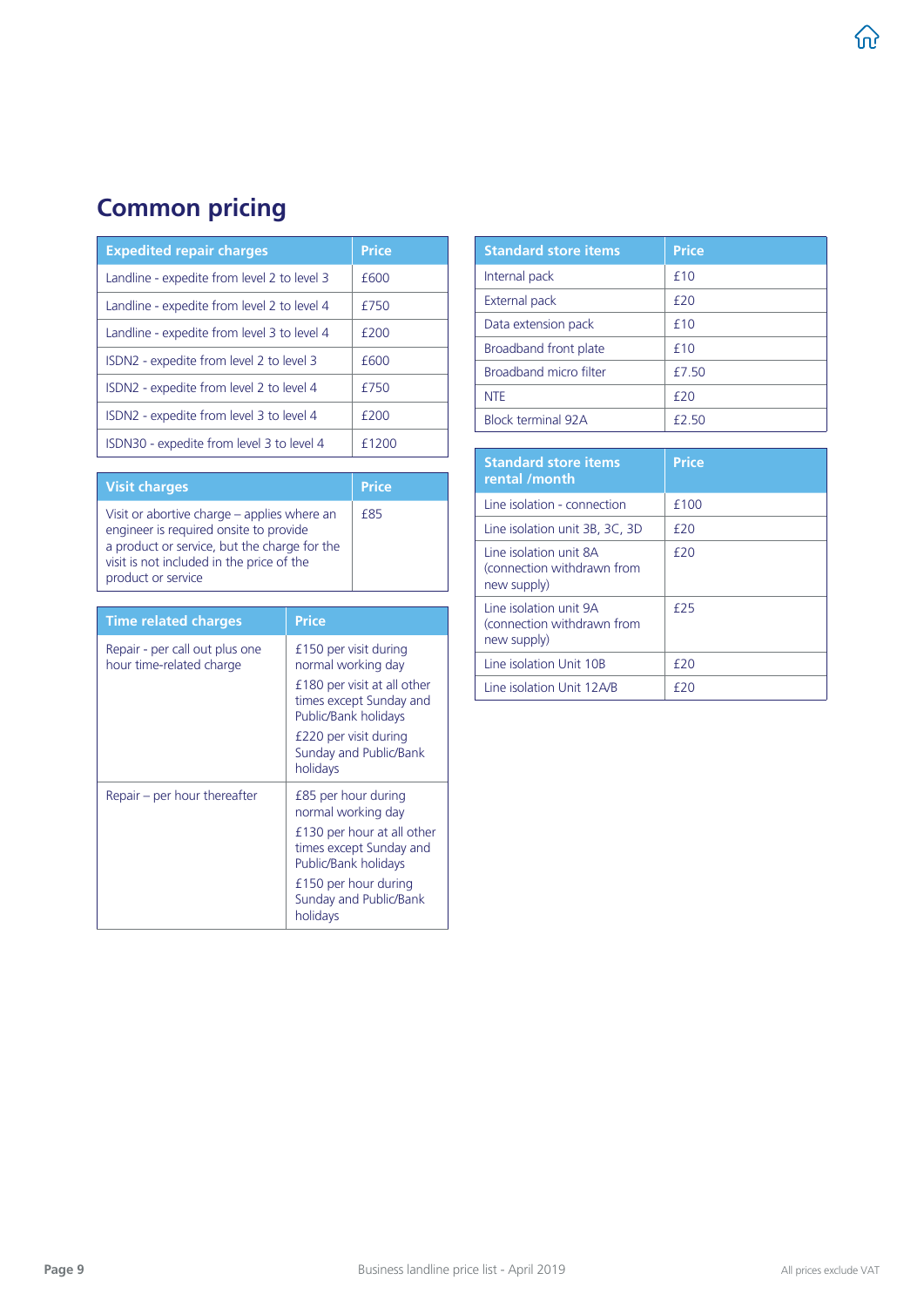## Common pricing

| Expedited repair charges | Price |
|---|---|
| Landline - expedite from level 2 to level 3 | £600 |
| Landline - expedite from level 2 to level 4 | £750 |
| Landline - expedite from level 3 to level 4 | £200 |
| ISDN2 - expedite from level 2 to level 3 | £600 |
| ISDN2 - expedite from level 2 to level 4 | £750 |
| ISDN2 - expedite from level 3 to level 4 | £200 |
| ISDN30 - expedite from level 3 to level 4 | £1200 |

| Visit charges | Price |
|---|---|
| Visit or abortive charge – applies where an engineer is required onsite to provide a product or service, but the charge for the visit is not included in the price of the product or service | £85 |

| Time related charges | Price |
|---|---|
| Repair - per call out plus one hour time-related charge | £150 per visit during normal working day<br>£180 per visit at all other times except Sunday and Public/Bank holidays<br>£220 per visit during Sunday and Public/Bank holidays |
| Repair – per hour thereafter | £85 per hour during normal working day<br>£130 per hour at all other times except Sunday and Public/Bank holidays<br>£150 per hour during Sunday and Public/Bank holidays |

| Standard store items | Price |
|---|---|
| Internal pack | £10 |
| External pack | £20 |
| Data extension pack | £10 |
| Broadband front plate | £10 |
| Broadband micro filter | £7.50 |
| NTE | £20 |
| Block terminal 92A | £2.50 |

| Standard store items rental /month | Price |
|---|---|
| Line isolation - connection | £100 |
| Line isolation unit 3B, 3C, 3D | £20 |
| Line isolation unit 8A (connection withdrawn from new supply) | £20 |
| Line isolation unit 9A (connection withdrawn from new supply) | £25 |
| Line isolation Unit 10B | £20 |
| Line isolation Unit 12A/B | £20 |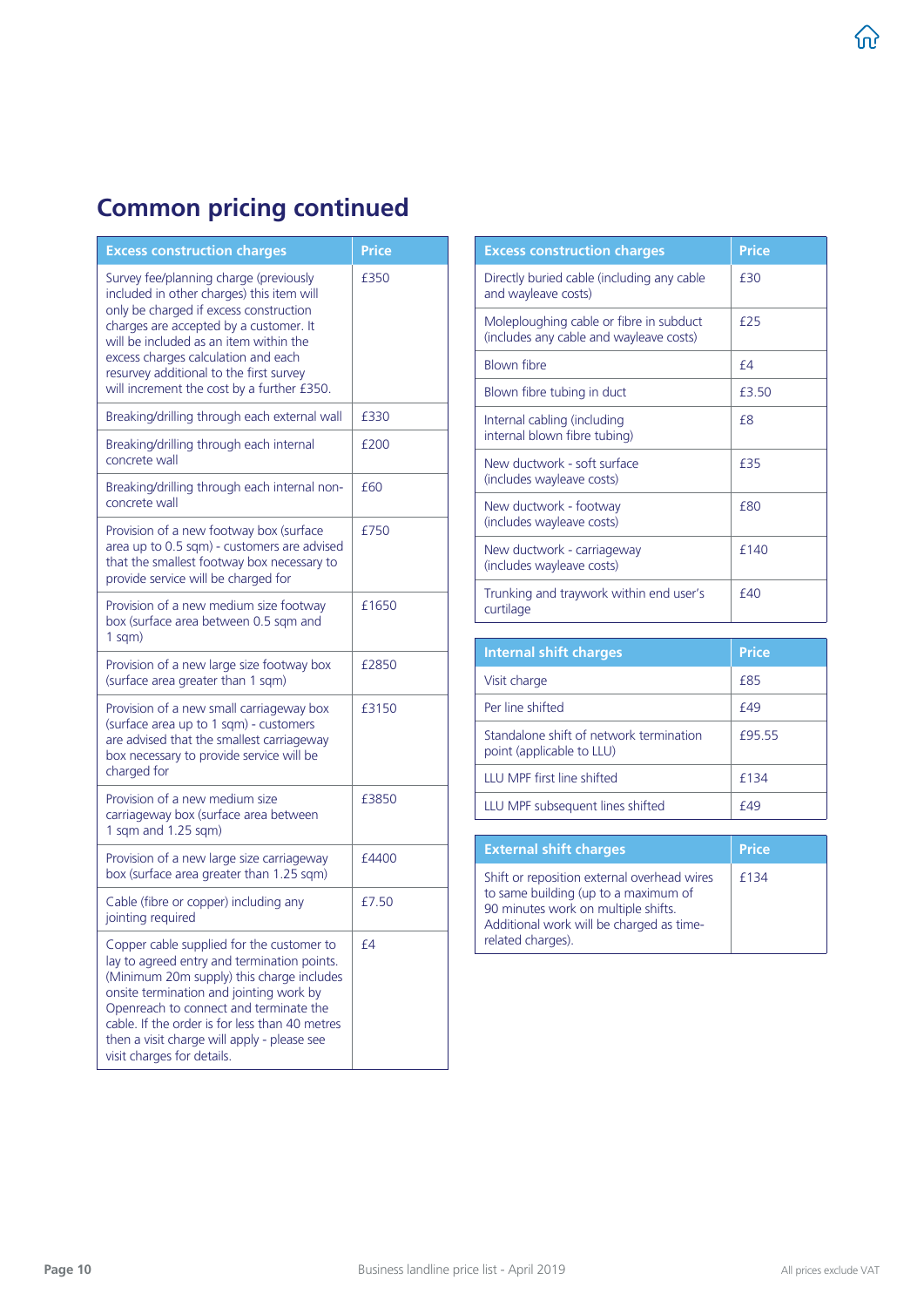## Common pricing continued

| Excess construction charges | Price |
|---|---|
| Survey fee/planning charge (previously included in other charges) this item will only be charged if excess construction charges are accepted by a customer. It will be included as an item within the excess charges calculation and each resurvey additional to the first survey will increment the cost by a further £350. | £350 |
| Breaking/drilling through each external wall | £330 |
| Breaking/drilling through each internal concrete wall | £200 |
| Breaking/drilling through each internal non-concrete wall | £60 |
| Provision of a new footway box (surface area up to 0.5 sqm) - customers are advised that the smallest footway box necessary to provide service will be charged for | £750 |
| Provision of a new medium size footway box (surface area between 0.5 sqm and 1 sqm) | £1650 |
| Provision of a new large size footway box (surface area greater than 1 sqm) | £2850 |
| Provision of a new small carriageway box (surface area up to 1 sqm) - customers are advised that the smallest carriageway box necessary to provide service will be charged for | £3150 |
| Provision of a new medium size carriageway box (surface area between 1 sqm and 1.25 sqm) | £3850 |
| Provision of a new large size carriageway box (surface area greater than 1.25 sqm) | £4400 |
| Cable (fibre or copper) including any jointing required | £7.50 |
| Copper cable supplied for the customer to lay to agreed entry and termination points. (Minimum 20m supply) this charge includes onsite termination and jointing work by Openreach to connect and terminate the cable. If the order is for less than 40 metres then a visit charge will apply - please see visit charges for details. | £4 |

| Excess construction charges | Price |
|---|---|
| Directly buried cable (including any cable and wayleave costs) | £30 |
| Moleploughing cable or fibre in subduct (includes any cable and wayleave costs) | £25 |
| Blown fibre | £4 |
| Blown fibre tubing in duct | £3.50 |
| Internal cabling (including internal blown fibre tubing) | £8 |
| New ductwork - soft surface (includes wayleave costs) | £35 |
| New ductwork - footway (includes wayleave costs) | £80 |
| New ductwork - carriageway (includes wayleave costs) | £140 |
| Trunking and traywork within end user's curtilage | £40 |

| Internal shift charges | Price |
|---|---|
| Visit charge | £85 |
| Per line shifted | £49 |
| Standalone shift of network termination point (applicable to LLU) | £95.55 |
| LLU MPF first line shifted | £134 |
| LLU MPF subsequent lines shifted | £49 |

| External shift charges | Price |
|---|---|
| Shift or reposition external overhead wires to same building (up to a maximum of 90 minutes work on multiple shifts. Additional work will be charged as time-related charges). | £134 |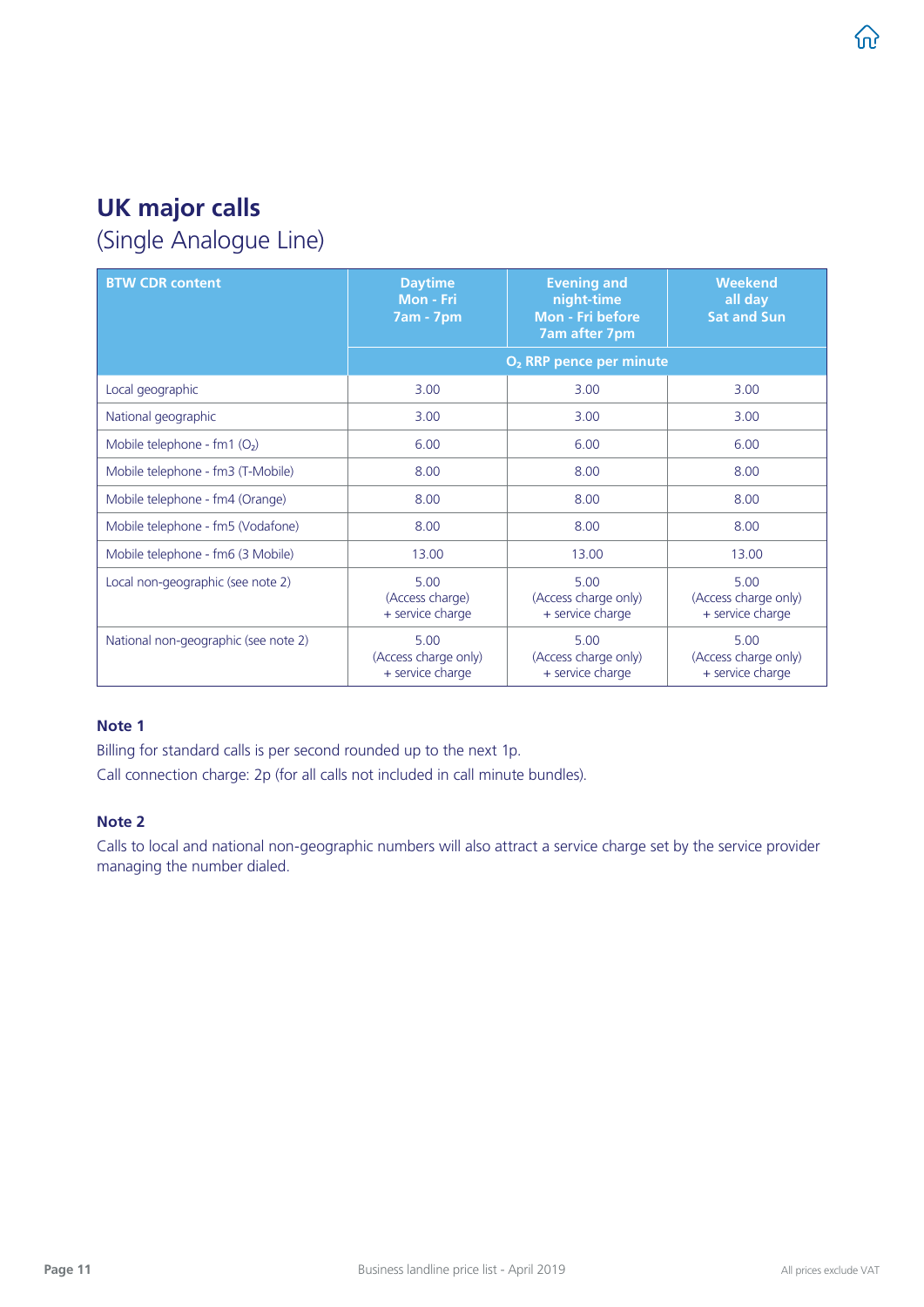# UK major calls

(Single Analogue Line)

| BTW CDR content | Daytime Mon - Fri 7am - 7pm | Evening and night-time Mon - Fri before 7am after 7pm | Weekend all day Sat and Sun |
|---|---|---|---|
| | $O_2$ RRP pence per minute | | |
| Local geographic | 3.00 | 3.00 | 3.00 |
| National geographic | 3.00 | 3.00 | 3.00 |
| Mobile telephone - fm1 ($O_2$) | 6.00 | 6.00 | 6.00 |
| Mobile telephone - fm3 (T-Mobile) | 8.00 | 8.00 | 8.00 |
| Mobile telephone - fm4 (Orange) | 8.00 | 8.00 | 8.00 |
| Mobile telephone - fm5 (Vodafone) | 8.00 | 8.00 | 8.00 |
| Mobile telephone - fm6 (3 Mobile) | 13.00 | 13.00 | 13.00 |
| Local non-geographic (see note 2) | 5.00 (Access charge) + service charge | 5.00 (Access charge only) + service charge | 5.00 (Access charge only) + service charge |
| National non-geographic (see note 2) | 5.00 (Access charge only) + service charge | 5.00 (Access charge only) + service charge | 5.00 (Access charge only) + service charge |

**Note 1**

Billing for standard calls is per second rounded up to the next 1p.

Call connection charge: 2p (for all calls not included in call minute bundles).

**Note 2**

Calls to local and national non-geographic numbers will also attract a service charge set by the service provider managing the number dialed.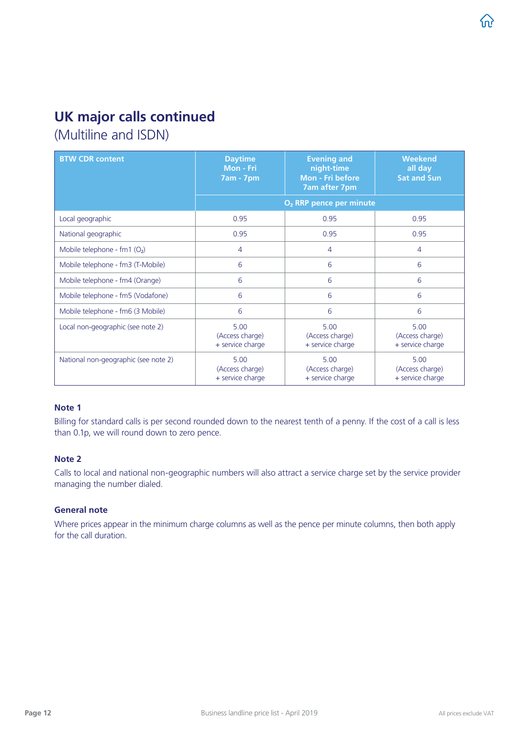## UK major calls continued

(Multiline and ISDN)

| BTW CDR content | Daytime Mon - Fri 7am - 7pm | Evening and night-time Mon - Fri before 7am after 7pm | Weekend all day Sat and Sun |
|---|---|---|---|
| | $O_2$ RRP pence per minute | | |
| Local geographic | 0.95 | 0.95 | 0.95 |
| National geographic | 0.95 | 0.95 | 0.95 |
| Mobile telephone - fm1 ($O_2$) | 4 | 4 | 4 |
| Mobile telephone - fm3 (T-Mobile) | 6 | 6 | 6 |
| Mobile telephone - fm4 (Orange) | 6 | 6 | 6 |
| Mobile telephone - fm5 (Vodafone) | 6 | 6 | 6 |
| Mobile telephone - fm6 (3 Mobile) | 6 | 6 | 6 |
| Local non-geographic (see note 2) | 5.00 (Access charge) + service charge | 5.00 (Access charge) + service charge | 5.00 (Access charge) + service charge |
| National non-geographic (see note 2) | 5.00 (Access charge) + service charge | 5.00 (Access charge) + service charge | 5.00 (Access charge) + service charge |

**Note 1**

Billing for standard calls is per second rounded down to the nearest tenth of a penny. If the cost of a call is less than 0.1p, we will round down to zero pence.

**Note 2**

Calls to local and national non-geographic numbers will also attract a service charge set by the service provider managing the number dialed.

**General note**

Where prices appear in the minimum charge columns as well as the pence per minute columns, then both apply for the call duration.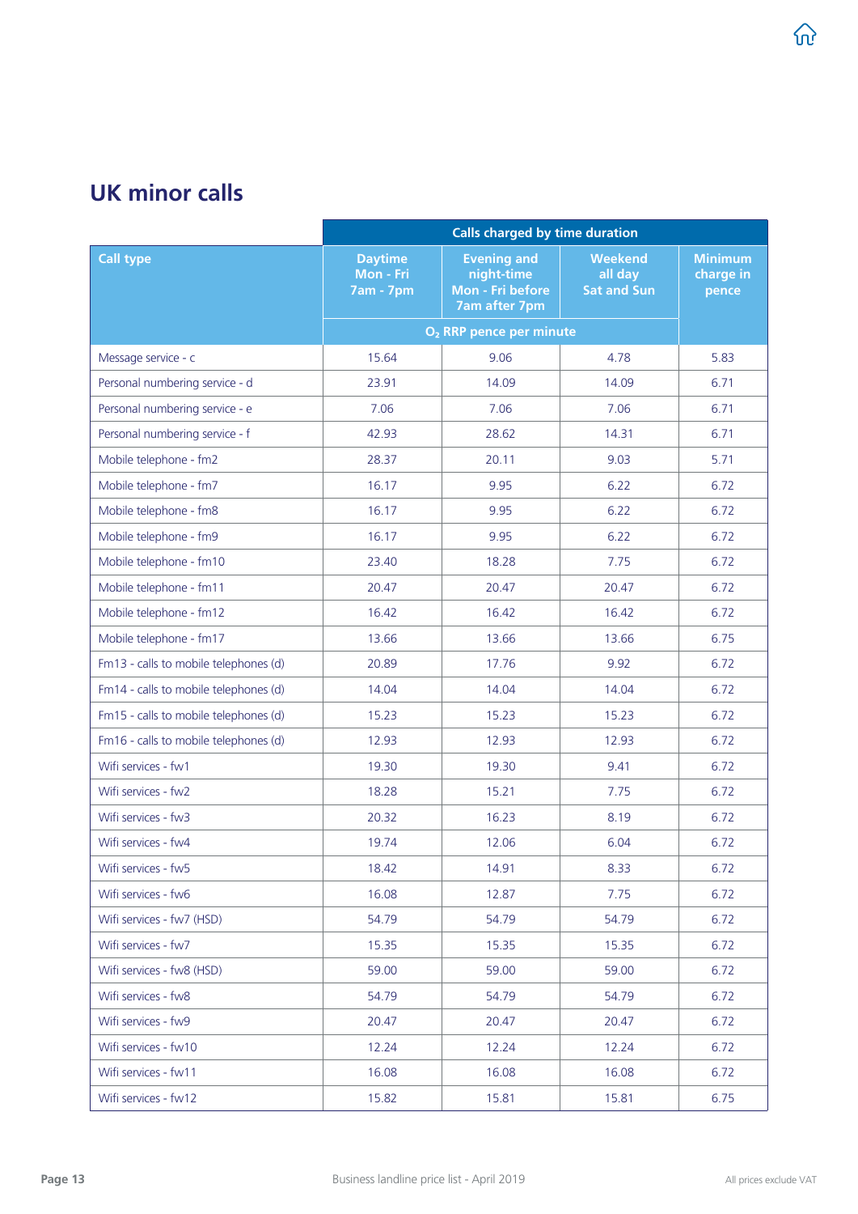## UK minor calls

| Call type | Calls charged by time duration | | | |
|---|---|---|---|---|
| | Daytime Mon - Fri 7am - 7pm | Evening and night-time Mon - Fri before 7am after 7pm | Weekend all day Sat and Sun | Minimum charge in pence |
| | $O_2$ RRP pence per minute | | | |
| Message service - c | 15.64 | 9.06 | 4.78 | 5.83 |
| Personal numbering service - d | 23.91 | 14.09 | 14.09 | 6.71 |
| Personal numbering service - e | 7.06 | 7.06 | 7.06 | 6.71 |
| Personal numbering service - f | 42.93 | 28.62 | 14.31 | 6.71 |
| Mobile telephone - fm2 | 28.37 | 20.11 | 9.03 | 5.71 |
| Mobile telephone - fm7 | 16.17 | 9.95 | 6.22 | 6.72 |
| Mobile telephone - fm8 | 16.17 | 9.95 | 6.22 | 6.72 |
| Mobile telephone - fm9 | 16.17 | 9.95 | 6.22 | 6.72 |
| Mobile telephone - fm10 | 23.40 | 18.28 | 7.75 | 6.72 |
| Mobile telephone - fm11 | 20.47 | 20.47 | 20.47 | 6.72 |
| Mobile telephone - fm12 | 16.42 | 16.42 | 16.42 | 6.72 |
| Mobile telephone - fm17 | 13.66 | 13.66 | 13.66 | 6.75 |
| Fm13 - calls to mobile telephones (d) | 20.89 | 17.76 | 9.92 | 6.72 |
| Fm14 - calls to mobile telephones (d) | 14.04 | 14.04 | 14.04 | 6.72 |
| Fm15 - calls to mobile telephones (d) | 15.23 | 15.23 | 15.23 | 6.72 |
| Fm16 - calls to mobile telephones (d) | 12.93 | 12.93 | 12.93 | 6.72 |
| Wifi services - fw1 | 19.30 | 19.30 | 9.41 | 6.72 |
| Wifi services - fw2 | 18.28 | 15.21 | 7.75 | 6.72 |
| Wifi services - fw3 | 20.32 | 16.23 | 8.19 | 6.72 |
| Wifi services - fw4 | 19.74 | 12.06 | 6.04 | 6.72 |
| Wifi services - fw5 | 18.42 | 14.91 | 8.33 | 6.72 |
| Wifi services - fw6 | 16.08 | 12.87 | 7.75 | 6.72 |
| Wifi services - fw7 (HSD) | 54.79 | 54.79 | 54.79 | 6.72 |
| Wifi services - fw7 | 15.35 | 15.35 | 15.35 | 6.72 |
| Wifi services - fw8 (HSD) | 59.00 | 59.00 | 59.00 | 6.72 |
| Wifi services - fw8 | 54.79 | 54.79 | 54.79 | 6.72 |
| Wifi services - fw9 | 20.47 | 20.47 | 20.47 | 6.72 |
| Wifi services - fw10 | 12.24 | 12.24 | 12.24 | 6.72 |
| Wifi services - fw11 | 16.08 | 16.08 | 16.08 | 6.72 |
| Wifi services - fw12 | 15.82 | 15.81 | 15.81 | 6.75 |

All prices exclude VAT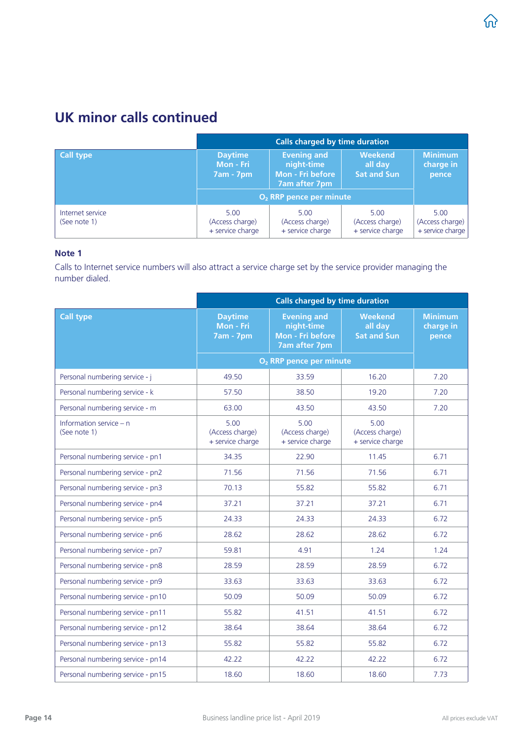## UK minor calls continued

| Call type | Calls charged by time duration | | | |
|---|---|---|---|---|
| | Daytime Mon - Fri 7am - 7pm | Evening and night-time Mon - Fri before 7am after 7pm | Weekend all day Sat and Sun | Minimum charge in pence |
| | $O_2$ RRP pence per minute | | | |
| Internet service (See note 1) | 5.00 (Access charge) + service charge | 5.00 (Access charge) + service charge | 5.00 (Access charge) + service charge | 5.00 (Access charge) + service charge |

**Note 1**

Calls to Internet service numbers will also attract a service charge set by the service provider managing the number dialed.

| Call type | Calls charged by time duration | | | |
|---|---|---|---|---|
| | Daytime Mon - Fri 7am - 7pm | Evening and night-time Mon - Fri before 7am after 7pm | Weekend all day Sat and Sun | Minimum charge in pence |
| | $O_2$ RRP pence per minute | | | |
| Personal numbering service - j | 49.50 | 33.59 | 16.20 | 7.20 |
| Personal numbering service - k | 57.50 | 38.50 | 19.20 | 7.20 |
| Personal numbering service - m | 63.00 | 43.50 | 43.50 | 7.20 |
| Information service – n (See note 1) | 5.00 (Access charge) + service charge | 5.00 (Access charge) + service charge | 5.00 (Access charge) + service charge | |
| Personal numbering service - pn1 | 34.35 | 22.90 | 11.45 | 6.71 |
| Personal numbering service - pn2 | 71.56 | 71.56 | 71.56 | 6.71 |
| Personal numbering service - pn3 | 70.13 | 55.82 | 55.82 | 6.71 |
| Personal numbering service - pn4 | 37.21 | 37.21 | 37.21 | 6.71 |
| Personal numbering service - pn5 | 24.33 | 24.33 | 24.33 | 6.72 |
| Personal numbering service - pn6 | 28.62 | 28.62 | 28.62 | 6.72 |
| Personal numbering service - pn7 | 59.81 | 4.91 | 1.24 | 1.24 |
| Personal numbering service - pn8 | 28.59 | 28.59 | 28.59 | 6.72 |
| Personal numbering service - pn9 | 33.63 | 33.63 | 33.63 | 6.72 |
| Personal numbering service - pn10 | 50.09 | 50.09 | 50.09 | 6.72 |
| Personal numbering service - pn11 | 55.82 | 41.51 | 41.51 | 6.72 |
| Personal numbering service - pn12 | 38.64 | 38.64 | 38.64 | 6.72 |
| Personal numbering service - pn13 | 55.82 | 55.82 | 55.82 | 6.72 |
| Personal numbering service - pn14 | 42.22 | 42.22 | 42.22 | 6.72 |
| Personal numbering service - pn15 | 18.60 | 18.60 | 18.60 | 7.73 |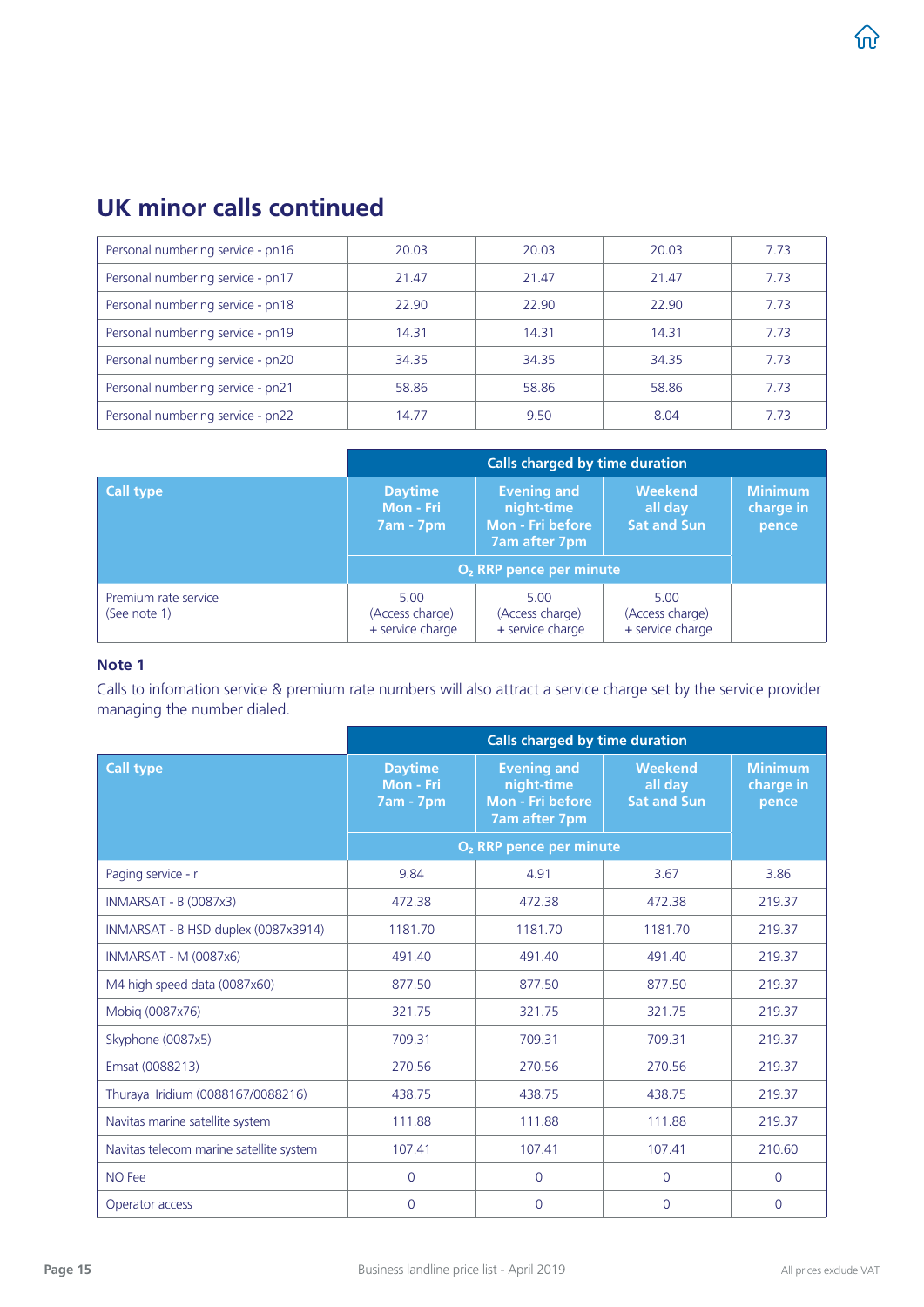## UK minor calls continued

| | | | | |
|---|---|---|---|---|
| Personal numbering service - pn16 | 20.03 | 20.03 | 20.03 | 7.73 |
| Personal numbering service - pn17 | 21.47 | 21.47 | 21.47 | 7.73 |
| Personal numbering service - pn18 | 22.90 | 22.90 | 22.90 | 7.73 |
| Personal numbering service - pn19 | 14.31 | 14.31 | 14.31 | 7.73 |
| Personal numbering service - pn20 | 34.35 | 34.35 | 34.35 | 7.73 |
| Personal numbering service - pn21 | 58.86 | 58.86 | 58.86 | 7.73 |
| Personal numbering service - pn22 | 14.77 | 9.50 | 8.04 | 7.73 |

| | Calls charged by time duration | | | |
|---|---|---|---|---|
| **Call type** | **Daytime Mon - Fri 7am - 7pm** | **Evening and night-time Mon - Fri before 7am after 7pm** | **Weekend all day Sat and Sun** | **Minimum charge in pence** |
| | $O_2$ RRP pence per minute | | | |
| Premium rate service (See note 1) | 5.00 (Access charge) + service charge | 5.00 (Access charge) + service charge | 5.00 (Access charge) + service charge | |

**Note 1**

Calls to infomation service & premium rate numbers will also attract a service charge set by the service provider managing the number dialed.

| | Calls charged by time duration | | | |
|---|---|---|---|---|
| **Call type** | **Daytime Mon - Fri 7am - 7pm** | **Evening and night-time Mon - Fri before 7am after 7pm** | **Weekend all day Sat and Sun** | **Minimum charge in pence** |
| | $O_2$ RRP pence per minute | | | |
| Paging service - r | 9.84 | 4.91 | 3.67 | 3.86 |
| INMARSAT - B (0087x3) | 472.38 | 472.38 | 472.38 | 219.37 |
| INMARSAT - B HSD duplex (0087x3914) | 1181.70 | 1181.70 | 1181.70 | 219.37 |
| INMARSAT - M (0087x6) | 491.40 | 491.40 | 491.40 | 219.37 |
| M4 high speed data (0087x60) | 877.50 | 877.50 | 877.50 | 219.37 |
| Mobiq (0087x76) | 321.75 | 321.75 | 321.75 | 219.37 |
| Skyphone (0087x5) | 709.31 | 709.31 | 709.31 | 219.37 |
| Emsat (0088213) | 270.56 | 270.56 | 270.56 | 219.37 |
| Thuraya_Iridium (0088167/0088216) | 438.75 | 438.75 | 438.75 | 219.37 |
| Navitas marine satellite system | 111.88 | 111.88 | 111.88 | 219.37 |
| Navitas telecom marine satellite system | 107.41 | 107.41 | 107.41 | 210.60 |
| NO Fee | 0 | 0 | 0 | 0 |
| Operator access | 0 | 0 | 0 | 0 |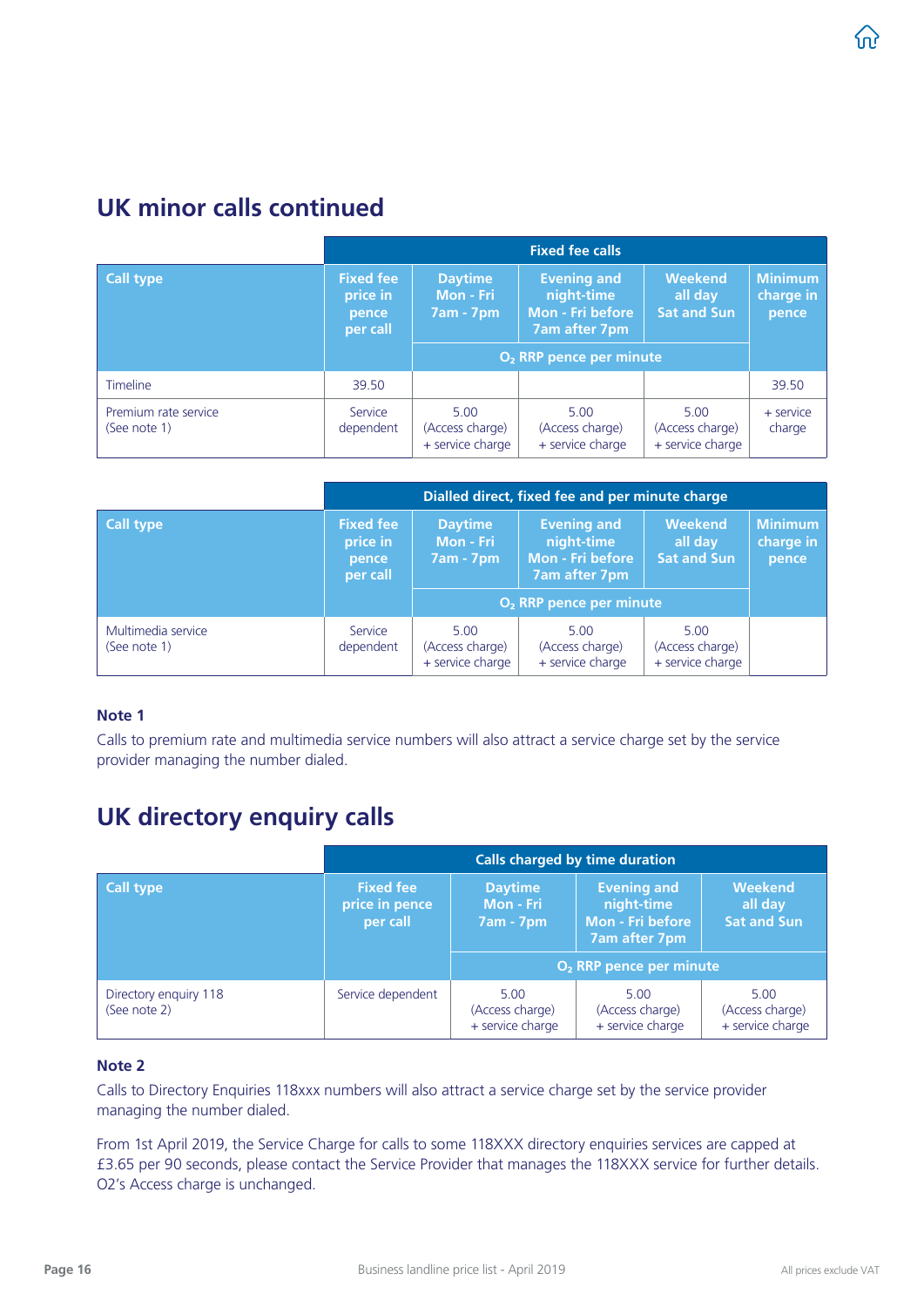## UK minor calls continued

| Call type | Fixed fee calls | | | | |
|---|---|---|---|---|---|
| | Fixed fee price in pence per call | Daytime Mon - Fri 7am - 7pm | Evening and night-time Mon - Fri before 7am after 7pm | Weekend all day Sat and Sun | Minimum charge in pence |
| | | $O_2$ RRP pence per minute | | | |
| Timeline | 39.50 | | | | 39.50 |
| Premium rate service (See note 1) | Service dependent | 5.00 (Access charge) + service charge | 5.00 (Access charge) + service charge | 5.00 (Access charge) + service charge | + service charge |

| Call type | Dialled direct, fixed fee and per minute charge | | | | |
|---|---|---|---|---|---|
| | Fixed fee price in pence per call | Daytime Mon - Fri 7am - 7pm | Evening and night-time Mon - Fri before 7am after 7pm | Weekend all day Sat and Sun | Minimum charge in pence |
| | | $O_2$ RRP pence per minute | | | |
| Multimedia service (See note 1) | Service dependent | 5.00 (Access charge) + service charge | 5.00 (Access charge) + service charge | 5.00 (Access charge) + service charge | |

**Note 1**

Calls to premium rate and multimedia service numbers will also attract a service charge set by the service provider managing the number dialed.

## UK directory enquiry calls

| Call type | Calls charged by time duration | | | |
|---|---|---|---|---|
| | Fixed fee price in pence per call | Daytime Mon - Fri 7am - 7pm | Evening and night-time Mon - Fri before 7am after 7pm | Weekend all day Sat and Sun |
| | | $O_2$ RRP pence per minute | | |
| Directory enquiry 118 (See note 2) | Service dependent | 5.00 (Access charge) + service charge | 5.00 (Access charge) + service charge | 5.00 (Access charge) + service charge |

**Note 2**

Calls to Directory Enquiries 118xxx numbers will also attract a service charge set by the service provider managing the number dialed.

From 1st April 2019, the Service Charge for calls to some 118XXX directory enquiries services are capped at £3.65 per 90 seconds, please contact the Service Provider that manages the 118XXX service for further details. O2's Access charge is unchanged.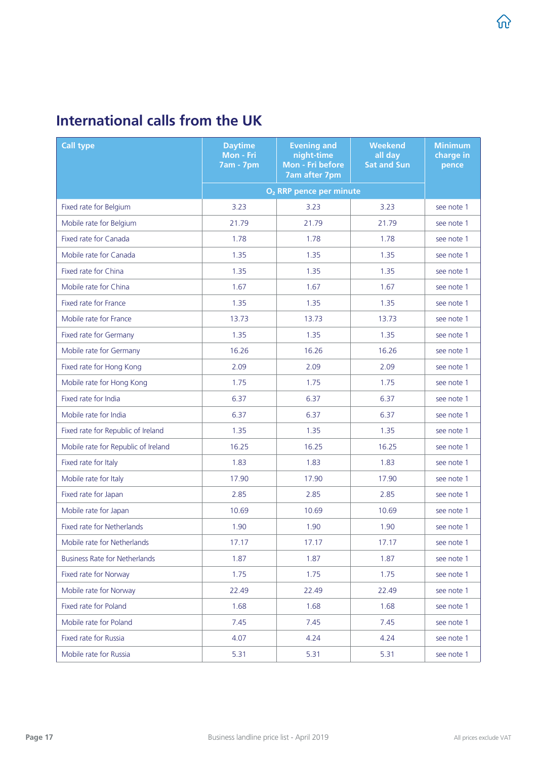## International calls from the UK

| Call type | Daytime Mon - Fri 7am - 7pm | Evening and night-time Mon - Fri before 7am after 7pm | Weekend all day Sat and Sun | Minimum charge in pence |
|---|---|---|---|---|
| | $O_2$ RRP pence per minute | | | |
| Fixed rate for Belgium | 3.23 | 3.23 | 3.23 | see note 1 |
| Mobile rate for Belgium | 21.79 | 21.79 | 21.79 | see note 1 |
| Fixed rate for Canada | 1.78 | 1.78 | 1.78 | see note 1 |
| Mobile rate for Canada | 1.35 | 1.35 | 1.35 | see note 1 |
| Fixed rate for China | 1.35 | 1.35 | 1.35 | see note 1 |
| Mobile rate for China | 1.67 | 1.67 | 1.67 | see note 1 |
| Fixed rate for France | 1.35 | 1.35 | 1.35 | see note 1 |
| Mobile rate for France | 13.73 | 13.73 | 13.73 | see note 1 |
| Fixed rate for Germany | 1.35 | 1.35 | 1.35 | see note 1 |
| Mobile rate for Germany | 16.26 | 16.26 | 16.26 | see note 1 |
| Fixed rate for Hong Kong | 2.09 | 2.09 | 2.09 | see note 1 |
| Mobile rate for Hong Kong | 1.75 | 1.75 | 1.75 | see note 1 |
| Fixed rate for India | 6.37 | 6.37 | 6.37 | see note 1 |
| Mobile rate for India | 6.37 | 6.37 | 6.37 | see note 1 |
| Fixed rate for Republic of Ireland | 1.35 | 1.35 | 1.35 | see note 1 |
| Mobile rate for Republic of Ireland | 16.25 | 16.25 | 16.25 | see note 1 |
| Fixed rate for Italy | 1.83 | 1.83 | 1.83 | see note 1 |
| Mobile rate for Italy | 17.90 | 17.90 | 17.90 | see note 1 |
| Fixed rate for Japan | 2.85 | 2.85 | 2.85 | see note 1 |
| Mobile rate for Japan | 10.69 | 10.69 | 10.69 | see note 1 |
| Fixed rate for Netherlands | 1.90 | 1.90 | 1.90 | see note 1 |
| Mobile rate for Netherlands | 17.17 | 17.17 | 17.17 | see note 1 |
| Business Rate for Netherlands | 1.87 | 1.87 | 1.87 | see note 1 |
| Fixed rate for Norway | 1.75 | 1.75 | 1.75 | see note 1 |
| Mobile rate for Norway | 22.49 | 22.49 | 22.49 | see note 1 |
| Fixed rate for Poland | 1.68 | 1.68 | 1.68 | see note 1 |
| Mobile rate for Poland | 7.45 | 7.45 | 7.45 | see note 1 |
| Fixed rate for Russia | 4.07 | 4.24 | 4.24 | see note 1 |
| Mobile rate for Russia | 5.31 | 5.31 | 5.31 | see note 1 |

Business landline price list - April 2019

All prices exclude VAT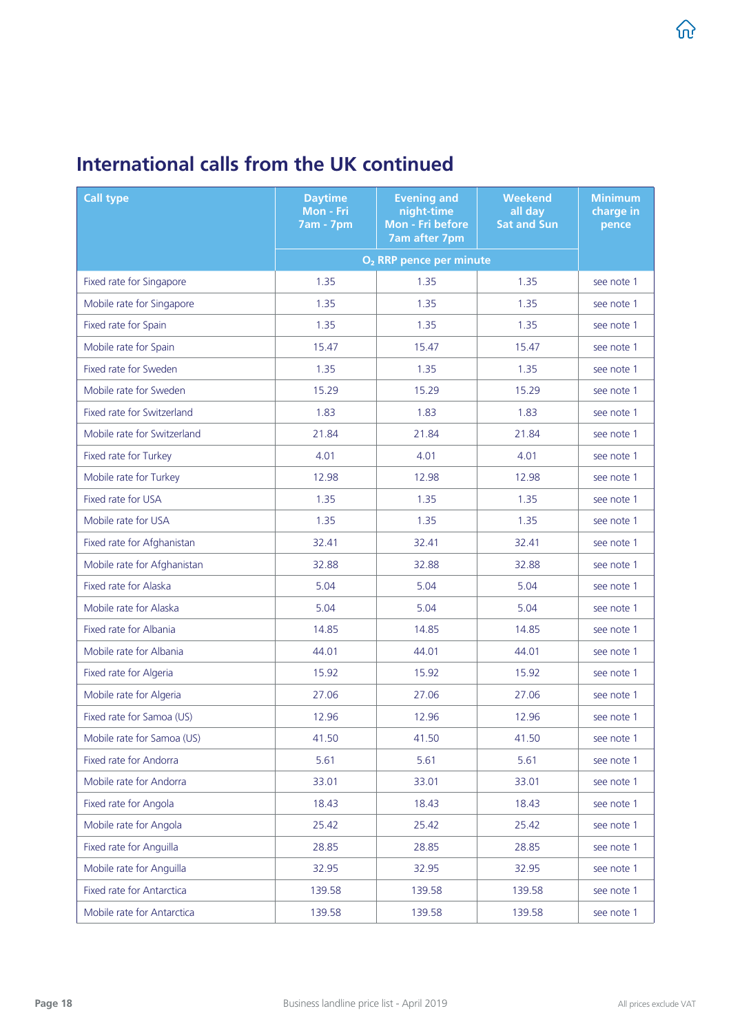## International calls from the UK continued

| Call type | Daytime Mon - Fri 7am - 7pm | Evening and night-time Mon - Fri before 7am after 7pm | Weekend all day Sat and Sun | Minimum charge in pence |
|---|---|---|---|---|
| | $O_2$ RRP pence per minute | | | |
| Fixed rate for Singapore | 1.35 | 1.35 | 1.35 | see note 1 |
| Mobile rate for Singapore | 1.35 | 1.35 | 1.35 | see note 1 |
| Fixed rate for Spain | 1.35 | 1.35 | 1.35 | see note 1 |
| Mobile rate for Spain | 15.47 | 15.47 | 15.47 | see note 1 |
| Fixed rate for Sweden | 1.35 | 1.35 | 1.35 | see note 1 |
| Mobile rate for Sweden | 15.29 | 15.29 | 15.29 | see note 1 |
| Fixed rate for Switzerland | 1.83 | 1.83 | 1.83 | see note 1 |
| Mobile rate for Switzerland | 21.84 | 21.84 | 21.84 | see note 1 |
| Fixed rate for Turkey | 4.01 | 4.01 | 4.01 | see note 1 |
| Mobile rate for Turkey | 12.98 | 12.98 | 12.98 | see note 1 |
| Fixed rate for USA | 1.35 | 1.35 | 1.35 | see note 1 |
| Mobile rate for USA | 1.35 | 1.35 | 1.35 | see note 1 |
| Fixed rate for Afghanistan | 32.41 | 32.41 | 32.41 | see note 1 |
| Mobile rate for Afghanistan | 32.88 | 32.88 | 32.88 | see note 1 |
| Fixed rate for Alaska | 5.04 | 5.04 | 5.04 | see note 1 |
| Mobile rate for Alaska | 5.04 | 5.04 | 5.04 | see note 1 |
| Fixed rate for Albania | 14.85 | 14.85 | 14.85 | see note 1 |
| Mobile rate for Albania | 44.01 | 44.01 | 44.01 | see note 1 |
| Fixed rate for Algeria | 15.92 | 15.92 | 15.92 | see note 1 |
| Mobile rate for Algeria | 27.06 | 27.06 | 27.06 | see note 1 |
| Fixed rate for Samoa (US) | 12.96 | 12.96 | 12.96 | see note 1 |
| Mobile rate for Samoa (US) | 41.50 | 41.50 | 41.50 | see note 1 |
| Fixed rate for Andorra | 5.61 | 5.61 | 5.61 | see note 1 |
| Mobile rate for Andorra | 33.01 | 33.01 | 33.01 | see note 1 |
| Fixed rate for Angola | 18.43 | 18.43 | 18.43 | see note 1 |
| Mobile rate for Angola | 25.42 | 25.42 | 25.42 | see note 1 |
| Fixed rate for Anguilla | 28.85 | 28.85 | 28.85 | see note 1 |
| Mobile rate for Anguilla | 32.95 | 32.95 | 32.95 | see note 1 |
| Fixed rate for Antarctica | 139.58 | 139.58 | 139.58 | see note 1 |
| Mobile rate for Antarctica | 139.58 | 139.58 | 139.58 | see note 1 |

Business landline price list - April 2019

All prices exclude VAT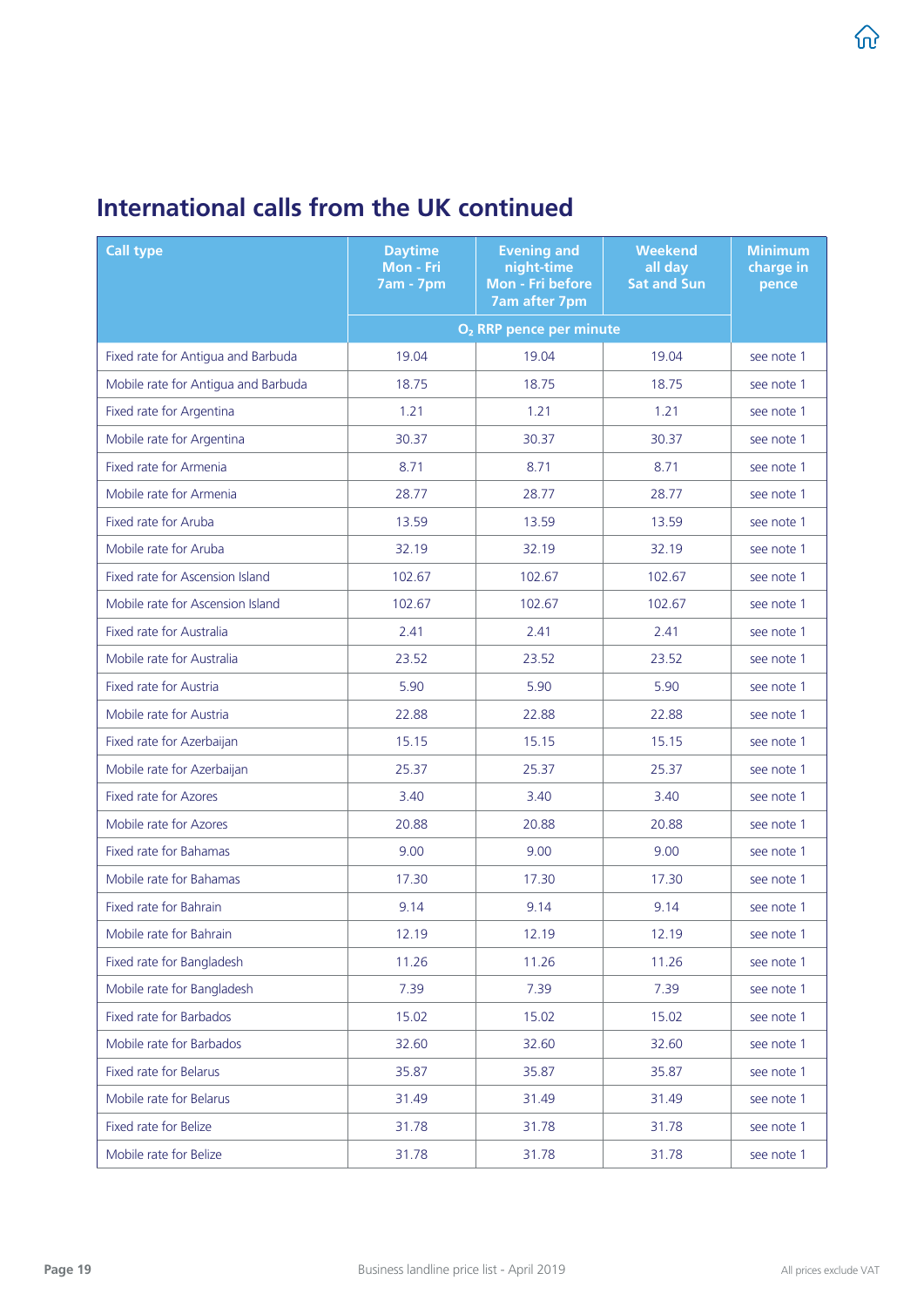## International calls from the UK continued

| Call type | Daytime Mon - Fri 7am - 7pm | Evening and night-time Mon - Fri before 7am after 7pm | Weekend all day Sat and Sun | Minimum charge in pence |
|---|---|---|---|---|
| | $O_2$ RRP pence per minute | | | |
| Fixed rate for Antigua and Barbuda | 19.04 | 19.04 | 19.04 | see note 1 |
| Mobile rate for Antigua and Barbuda | 18.75 | 18.75 | 18.75 | see note 1 |
| Fixed rate for Argentina | 1.21 | 1.21 | 1.21 | see note 1 |
| Mobile rate for Argentina | 30.37 | 30.37 | 30.37 | see note 1 |
| Fixed rate for Armenia | 8.71 | 8.71 | 8.71 | see note 1 |
| Mobile rate for Armenia | 28.77 | 28.77 | 28.77 | see note 1 |
| Fixed rate for Aruba | 13.59 | 13.59 | 13.59 | see note 1 |
| Mobile rate for Aruba | 32.19 | 32.19 | 32.19 | see note 1 |
| Fixed rate for Ascension Island | 102.67 | 102.67 | 102.67 | see note 1 |
| Mobile rate for Ascension Island | 102.67 | 102.67 | 102.67 | see note 1 |
| Fixed rate for Australia | 2.41 | 2.41 | 2.41 | see note 1 |
| Mobile rate for Australia | 23.52 | 23.52 | 23.52 | see note 1 |
| Fixed rate for Austria | 5.90 | 5.90 | 5.90 | see note 1 |
| Mobile rate for Austria | 22.88 | 22.88 | 22.88 | see note 1 |
| Fixed rate for Azerbaijan | 15.15 | 15.15 | 15.15 | see note 1 |
| Mobile rate for Azerbaijan | 25.37 | 25.37 | 25.37 | see note 1 |
| Fixed rate for Azores | 3.40 | 3.40 | 3.40 | see note 1 |
| Mobile rate for Azores | 20.88 | 20.88 | 20.88 | see note 1 |
| Fixed rate for Bahamas | 9.00 | 9.00 | 9.00 | see note 1 |
| Mobile rate for Bahamas | 17.30 | 17.30 | 17.30 | see note 1 |
| Fixed rate for Bahrain | 9.14 | 9.14 | 9.14 | see note 1 |
| Mobile rate for Bahrain | 12.19 | 12.19 | 12.19 | see note 1 |
| Fixed rate for Bangladesh | 11.26 | 11.26 | 11.26 | see note 1 |
| Mobile rate for Bangladesh | 7.39 | 7.39 | 7.39 | see note 1 |
| Fixed rate for Barbados | 15.02 | 15.02 | 15.02 | see note 1 |
| Mobile rate for Barbados | 32.60 | 32.60 | 32.60 | see note 1 |
| Fixed rate for Belarus | 35.87 | 35.87 | 35.87 | see note 1 |
| Mobile rate for Belarus | 31.49 | 31.49 | 31.49 | see note 1 |
| Fixed rate for Belize | 31.78 | 31.78 | 31.78 | see note 1 |
| Mobile rate for Belize | 31.78 | 31.78 | 31.78 | see note 1 |

All prices exclude VAT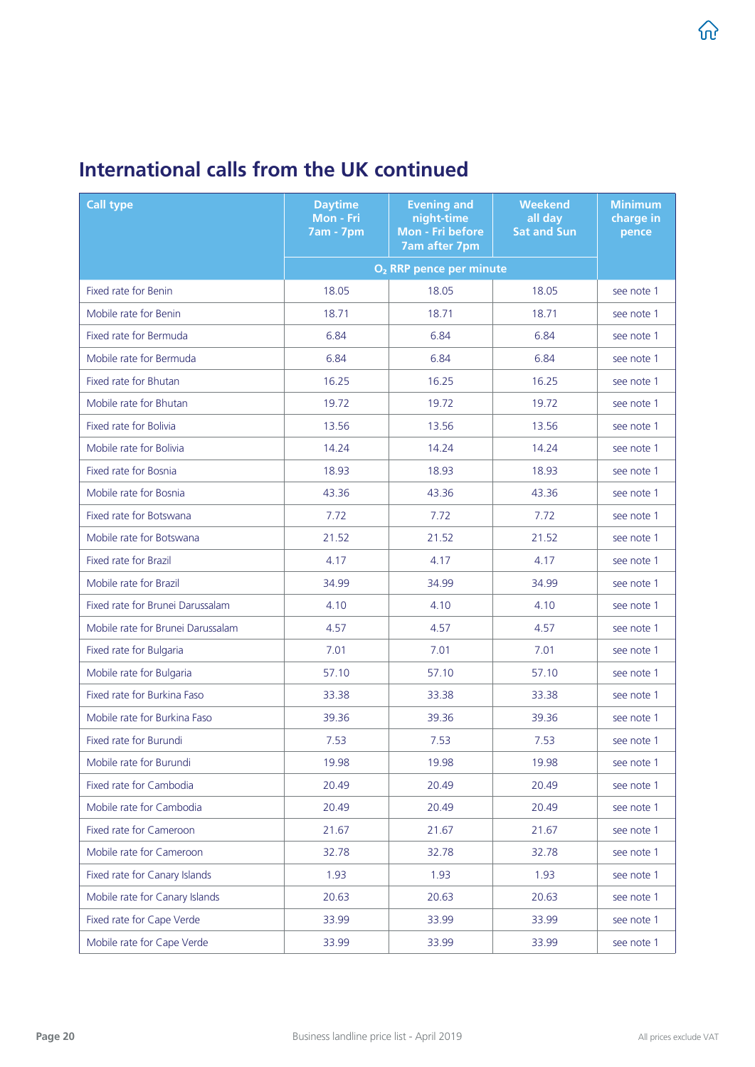## International calls from the UK continued

| Call type | Daytime Mon - Fri 7am - 7pm | Evening and night-time Mon - Fri before 7am after 7pm | Weekend all day Sat and Sun | Minimum charge in pence |
|---|---|---|---|---|
| | $O_2$ RRP pence per minute | | | |
| Fixed rate for Benin | 18.05 | 18.05 | 18.05 | see note 1 |
| Mobile rate for Benin | 18.71 | 18.71 | 18.71 | see note 1 |
| Fixed rate for Bermuda | 6.84 | 6.84 | 6.84 | see note 1 |
| Mobile rate for Bermuda | 6.84 | 6.84 | 6.84 | see note 1 |
| Fixed rate for Bhutan | 16.25 | 16.25 | 16.25 | see note 1 |
| Mobile rate for Bhutan | 19.72 | 19.72 | 19.72 | see note 1 |
| Fixed rate for Bolivia | 13.56 | 13.56 | 13.56 | see note 1 |
| Mobile rate for Bolivia | 14.24 | 14.24 | 14.24 | see note 1 |
| Fixed rate for Bosnia | 18.93 | 18.93 | 18.93 | see note 1 |
| Mobile rate for Bosnia | 43.36 | 43.36 | 43.36 | see note 1 |
| Fixed rate for Botswana | 7.72 | 7.72 | 7.72 | see note 1 |
| Mobile rate for Botswana | 21.52 | 21.52 | 21.52 | see note 1 |
| Fixed rate for Brazil | 4.17 | 4.17 | 4.17 | see note 1 |
| Mobile rate for Brazil | 34.99 | 34.99 | 34.99 | see note 1 |
| Fixed rate for Brunei Darussalam | 4.10 | 4.10 | 4.10 | see note 1 |
| Mobile rate for Brunei Darussalam | 4.57 | 4.57 | 4.57 | see note 1 |
| Fixed rate for Bulgaria | 7.01 | 7.01 | 7.01 | see note 1 |
| Mobile rate for Bulgaria | 57.10 | 57.10 | 57.10 | see note 1 |
| Fixed rate for Burkina Faso | 33.38 | 33.38 | 33.38 | see note 1 |
| Mobile rate for Burkina Faso | 39.36 | 39.36 | 39.36 | see note 1 |
| Fixed rate for Burundi | 7.53 | 7.53 | 7.53 | see note 1 |
| Mobile rate for Burundi | 19.98 | 19.98 | 19.98 | see note 1 |
| Fixed rate for Cambodia | 20.49 | 20.49 | 20.49 | see note 1 |
| Mobile rate for Cambodia | 20.49 | 20.49 | 20.49 | see note 1 |
| Fixed rate for Cameroon | 21.67 | 21.67 | 21.67 | see note 1 |
| Mobile rate for Cameroon | 32.78 | 32.78 | 32.78 | see note 1 |
| Fixed rate for Canary Islands | 1.93 | 1.93 | 1.93 | see note 1 |
| Mobile rate for Canary Islands | 20.63 | 20.63 | 20.63 | see note 1 |
| Fixed rate for Cape Verde | 33.99 | 33.99 | 33.99 | see note 1 |
| Mobile rate for Cape Verde | 33.99 | 33.99 | 33.99 | see note 1 |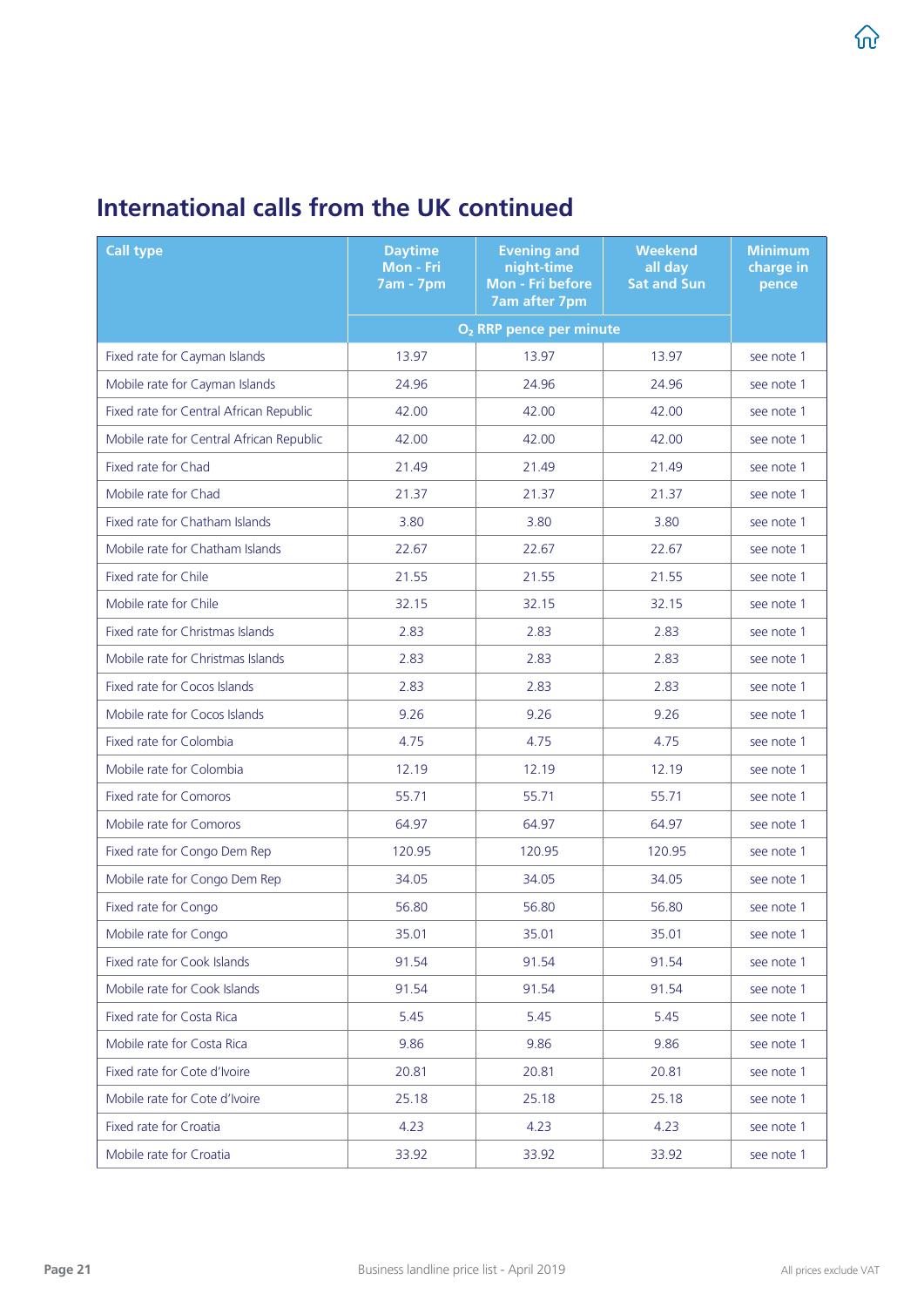## International calls from the UK continued

| Call type | Daytime Mon - Fri 7am - 7pm | Evening and night-time Mon - Fri before 7am after 7pm | Weekend all day Sat and Sun | Minimum charge in pence |
|---|---|---|---|---|
| | $O_2$ RRP pence per minute | | | |
| Fixed rate for Cayman Islands | 13.97 | 13.97 | 13.97 | see note 1 |
| Mobile rate for Cayman Islands | 24.96 | 24.96 | 24.96 | see note 1 |
| Fixed rate for Central African Republic | 42.00 | 42.00 | 42.00 | see note 1 |
| Mobile rate for Central African Republic | 42.00 | 42.00 | 42.00 | see note 1 |
| Fixed rate for Chad | 21.49 | 21.49 | 21.49 | see note 1 |
| Mobile rate for Chad | 21.37 | 21.37 | 21.37 | see note 1 |
| Fixed rate for Chatham Islands | 3.80 | 3.80 | 3.80 | see note 1 |
| Mobile rate for Chatham Islands | 22.67 | 22.67 | 22.67 | see note 1 |
| Fixed rate for Chile | 21.55 | 21.55 | 21.55 | see note 1 |
| Mobile rate for Chile | 32.15 | 32.15 | 32.15 | see note 1 |
| Fixed rate for Christmas Islands | 2.83 | 2.83 | 2.83 | see note 1 |
| Mobile rate for Christmas Islands | 2.83 | 2.83 | 2.83 | see note 1 |
| Fixed rate for Cocos Islands | 2.83 | 2.83 | 2.83 | see note 1 |
| Mobile rate for Cocos Islands | 9.26 | 9.26 | 9.26 | see note 1 |
| Fixed rate for Colombia | 4.75 | 4.75 | 4.75 | see note 1 |
| Mobile rate for Colombia | 12.19 | 12.19 | 12.19 | see note 1 |
| Fixed rate for Comoros | 55.71 | 55.71 | 55.71 | see note 1 |
| Mobile rate for Comoros | 64.97 | 64.97 | 64.97 | see note 1 |
| Fixed rate for Congo Dem Rep | 120.95 | 120.95 | 120.95 | see note 1 |
| Mobile rate for Congo Dem Rep | 34.05 | 34.05 | 34.05 | see note 1 |
| Fixed rate for Congo | 56.80 | 56.80 | 56.80 | see note 1 |
| Mobile rate for Congo | 35.01 | 35.01 | 35.01 | see note 1 |
| Fixed rate for Cook Islands | 91.54 | 91.54 | 91.54 | see note 1 |
| Mobile rate for Cook Islands | 91.54 | 91.54 | 91.54 | see note 1 |
| Fixed rate for Costa Rica | 5.45 | 5.45 | 5.45 | see note 1 |
| Mobile rate for Costa Rica | 9.86 | 9.86 | 9.86 | see note 1 |
| Fixed rate for Cote d'Ivoire | 20.81 | 20.81 | 20.81 | see note 1 |
| Mobile rate for Cote d'Ivoire | 25.18 | 25.18 | 25.18 | see note 1 |
| Fixed rate for Croatia | 4.23 | 4.23 | 4.23 | see note 1 |
| Mobile rate for Croatia | 33.92 | 33.92 | 33.92 | see note 1 |

Business landline price list - April 2019

All prices exclude VAT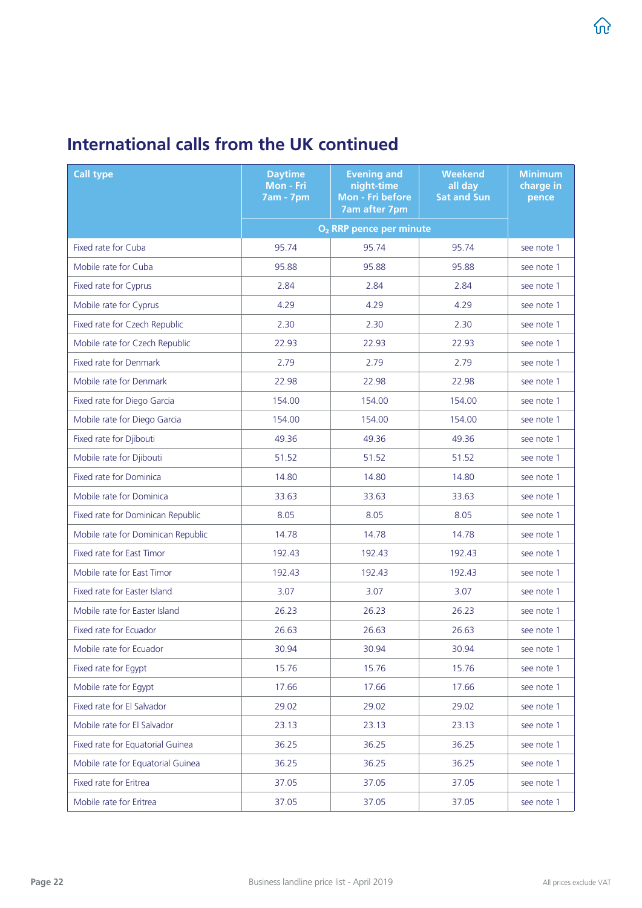## International calls from the UK continued

| Call type | Daytime Mon - Fri 7am - 7pm | Evening and night-time Mon - Fri before 7am after 7pm | Weekend all day Sat and Sun | Minimum charge in pence |
|---|---|---|---|---|
| | $O_2$ RRP pence per minute | | | |
| Fixed rate for Cuba | 95.74 | 95.74 | 95.74 | see note 1 |
| Mobile rate for Cuba | 95.88 | 95.88 | 95.88 | see note 1 |
| Fixed rate for Cyprus | 2.84 | 2.84 | 2.84 | see note 1 |
| Mobile rate for Cyprus | 4.29 | 4.29 | 4.29 | see note 1 |
| Fixed rate for Czech Republic | 2.30 | 2.30 | 2.30 | see note 1 |
| Mobile rate for Czech Republic | 22.93 | 22.93 | 22.93 | see note 1 |
| Fixed rate for Denmark | 2.79 | 2.79 | 2.79 | see note 1 |
| Mobile rate for Denmark | 22.98 | 22.98 | 22.98 | see note 1 |
| Fixed rate for Diego Garcia | 154.00 | 154.00 | 154.00 | see note 1 |
| Mobile rate for Diego Garcia | 154.00 | 154.00 | 154.00 | see note 1 |
| Fixed rate for Djibouti | 49.36 | 49.36 | 49.36 | see note 1 |
| Mobile rate for Djibouti | 51.52 | 51.52 | 51.52 | see note 1 |
| Fixed rate for Dominica | 14.80 | 14.80 | 14.80 | see note 1 |
| Mobile rate for Dominica | 33.63 | 33.63 | 33.63 | see note 1 |
| Fixed rate for Dominican Republic | 8.05 | 8.05 | 8.05 | see note 1 |
| Mobile rate for Dominican Republic | 14.78 | 14.78 | 14.78 | see note 1 |
| Fixed rate for East Timor | 192.43 | 192.43 | 192.43 | see note 1 |
| Mobile rate for East Timor | 192.43 | 192.43 | 192.43 | see note 1 |
| Fixed rate for Easter Island | 3.07 | 3.07 | 3.07 | see note 1 |
| Mobile rate for Easter Island | 26.23 | 26.23 | 26.23 | see note 1 |
| Fixed rate for Ecuador | 26.63 | 26.63 | 26.63 | see note 1 |
| Mobile rate for Ecuador | 30.94 | 30.94 | 30.94 | see note 1 |
| Fixed rate for Egypt | 15.76 | 15.76 | 15.76 | see note 1 |
| Mobile rate for Egypt | 17.66 | 17.66 | 17.66 | see note 1 |
| Fixed rate for El Salvador | 29.02 | 29.02 | 29.02 | see note 1 |
| Mobile rate for El Salvador | 23.13 | 23.13 | 23.13 | see note 1 |
| Fixed rate for Equatorial Guinea | 36.25 | 36.25 | 36.25 | see note 1 |
| Mobile rate for Equatorial Guinea | 36.25 | 36.25 | 36.25 | see note 1 |
| Fixed rate for Eritrea | 37.05 | 37.05 | 37.05 | see note 1 |
| Mobile rate for Eritrea | 37.05 | 37.05 | 37.05 | see note 1 |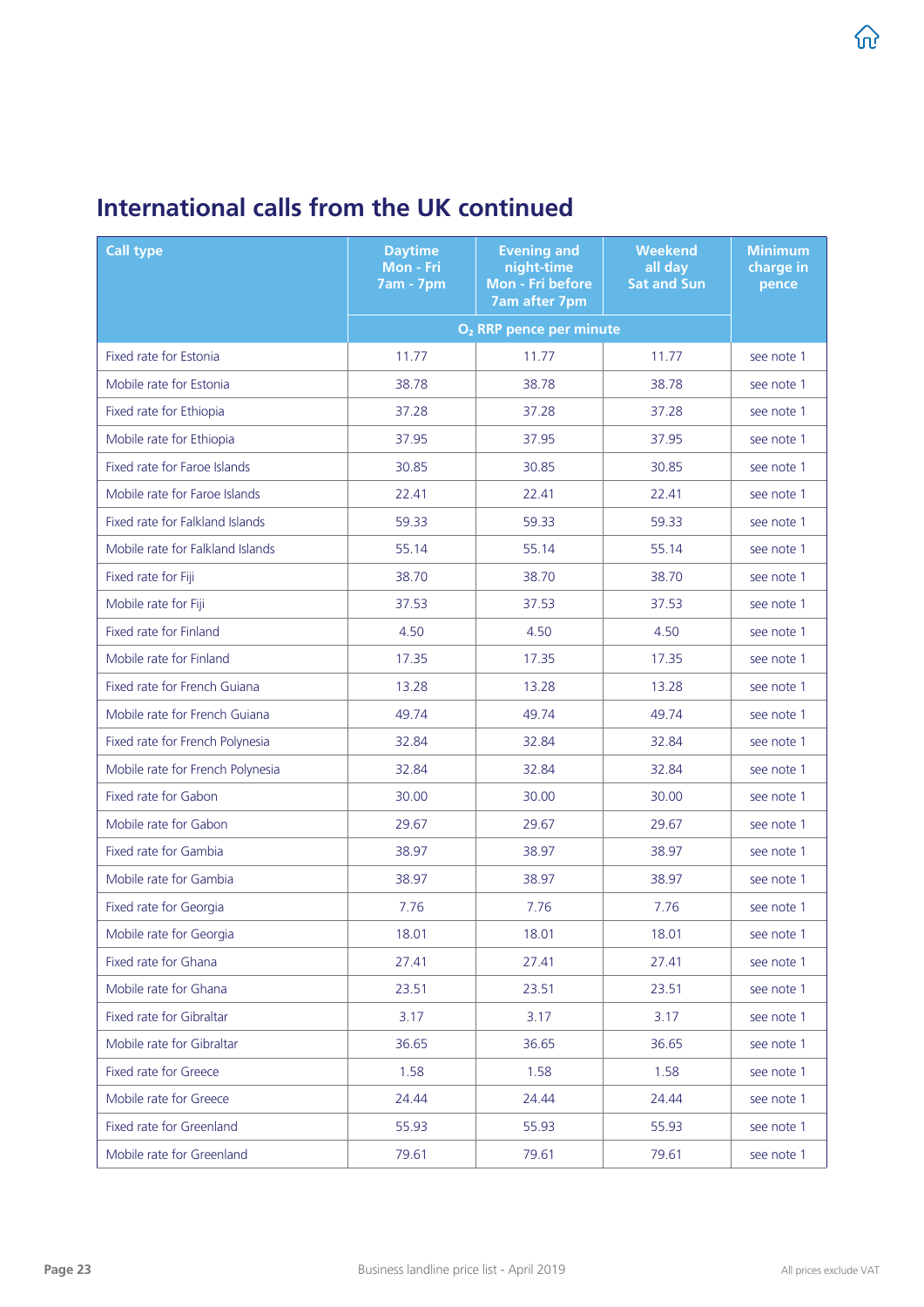## International calls from the UK continued

| Call type | Daytime Mon - Fri 7am - 7pm | Evening and night-time Mon - Fri before 7am after 7pm | Weekend all day Sat and Sun | Minimum charge in pence |
|---|---|---|---|---|
| | $O_2$ RRP pence per minute | | | |
| Fixed rate for Estonia | 11.77 | 11.77 | 11.77 | see note 1 |
| Mobile rate for Estonia | 38.78 | 38.78 | 38.78 | see note 1 |
| Fixed rate for Ethiopia | 37.28 | 37.28 | 37.28 | see note 1 |
| Mobile rate for Ethiopia | 37.95 | 37.95 | 37.95 | see note 1 |
| Fixed rate for Faroe Islands | 30.85 | 30.85 | 30.85 | see note 1 |
| Mobile rate for Faroe Islands | 22.41 | 22.41 | 22.41 | see note 1 |
| Fixed rate for Falkland Islands | 59.33 | 59.33 | 59.33 | see note 1 |
| Mobile rate for Falkland Islands | 55.14 | 55.14 | 55.14 | see note 1 |
| Fixed rate for Fiji | 38.70 | 38.70 | 38.70 | see note 1 |
| Mobile rate for Fiji | 37.53 | 37.53 | 37.53 | see note 1 |
| Fixed rate for Finland | 4.50 | 4.50 | 4.50 | see note 1 |
| Mobile rate for Finland | 17.35 | 17.35 | 17.35 | see note 1 |
| Fixed rate for French Guiana | 13.28 | 13.28 | 13.28 | see note 1 |
| Mobile rate for French Guiana | 49.74 | 49.74 | 49.74 | see note 1 |
| Fixed rate for French Polynesia | 32.84 | 32.84 | 32.84 | see note 1 |
| Mobile rate for French Polynesia | 32.84 | 32.84 | 32.84 | see note 1 |
| Fixed rate for Gabon | 30.00 | 30.00 | 30.00 | see note 1 |
| Mobile rate for Gabon | 29.67 | 29.67 | 29.67 | see note 1 |
| Fixed rate for Gambia | 38.97 | 38.97 | 38.97 | see note 1 |
| Mobile rate for Gambia | 38.97 | 38.97 | 38.97 | see note 1 |
| Fixed rate for Georgia | 7.76 | 7.76 | 7.76 | see note 1 |
| Mobile rate for Georgia | 18.01 | 18.01 | 18.01 | see note 1 |
| Fixed rate for Ghana | 27.41 | 27.41 | 27.41 | see note 1 |
| Mobile rate for Ghana | 23.51 | 23.51 | 23.51 | see note 1 |
| Fixed rate for Gibraltar | 3.17 | 3.17 | 3.17 | see note 1 |
| Mobile rate for Gibraltar | 36.65 | 36.65 | 36.65 | see note 1 |
| Fixed rate for Greece | 1.58 | 1.58 | 1.58 | see note 1 |
| Mobile rate for Greece | 24.44 | 24.44 | 24.44 | see note 1 |
| Fixed rate for Greenland | 55.93 | 55.93 | 55.93 | see note 1 |
| Mobile rate for Greenland | 79.61 | 79.61 | 79.61 | see note 1 |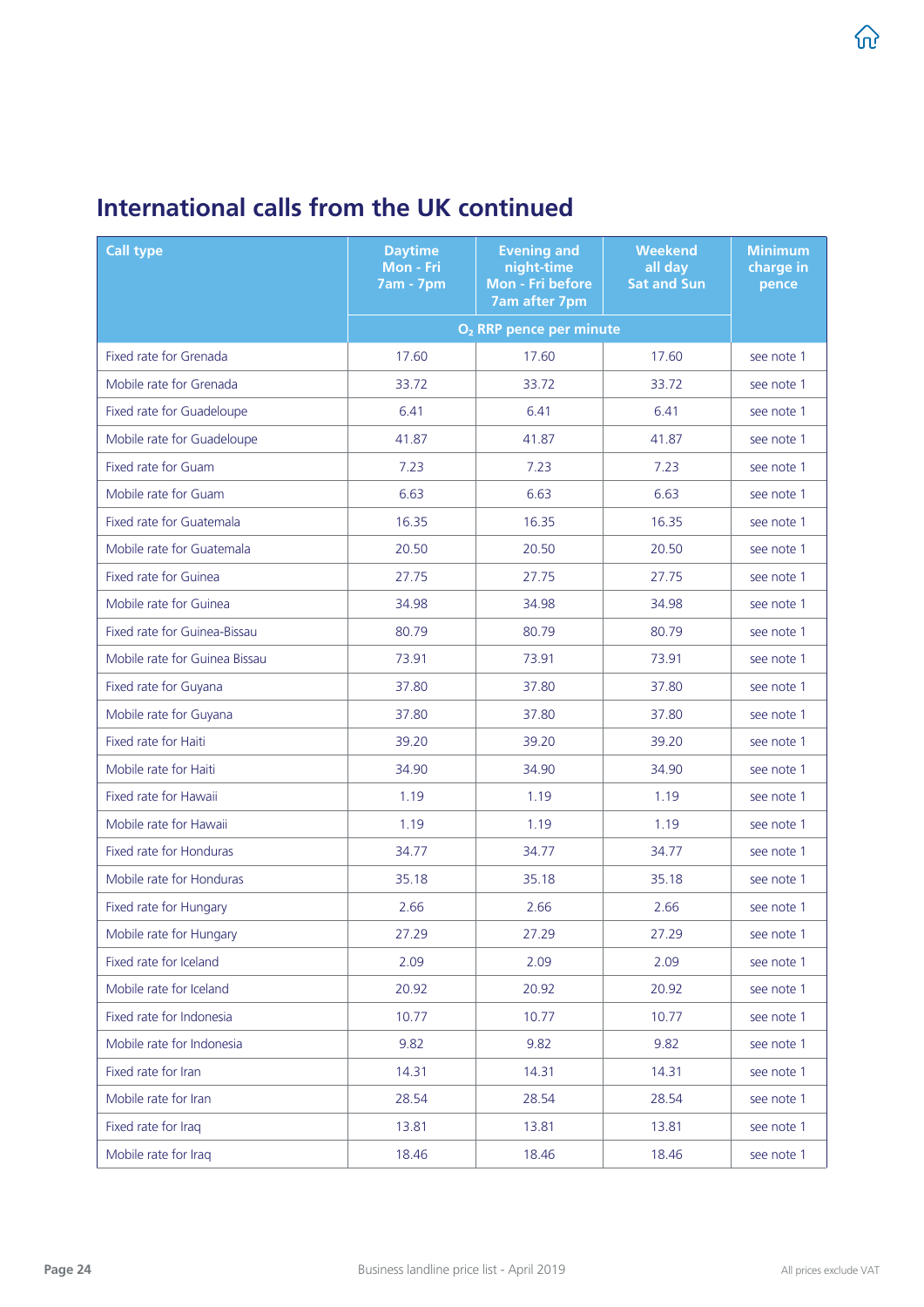## International calls from the UK continued

| Call type | Daytime Mon - Fri 7am - 7pm | Evening and night-time Mon - Fri before 7am after 7pm | Weekend all day Sat and Sun | Minimum charge in pence |
|---|---|---|---|---|
| | $O_2$ RRP pence per minute | | | |
| Fixed rate for Grenada | 17.60 | 17.60 | 17.60 | see note 1 |
| Mobile rate for Grenada | 33.72 | 33.72 | 33.72 | see note 1 |
| Fixed rate for Guadeloupe | 6.41 | 6.41 | 6.41 | see note 1 |
| Mobile rate for Guadeloupe | 41.87 | 41.87 | 41.87 | see note 1 |
| Fixed rate for Guam | 7.23 | 7.23 | 7.23 | see note 1 |
| Mobile rate for Guam | 6.63 | 6.63 | 6.63 | see note 1 |
| Fixed rate for Guatemala | 16.35 | 16.35 | 16.35 | see note 1 |
| Mobile rate for Guatemala | 20.50 | 20.50 | 20.50 | see note 1 |
| Fixed rate for Guinea | 27.75 | 27.75 | 27.75 | see note 1 |
| Mobile rate for Guinea | 34.98 | 34.98 | 34.98 | see note 1 |
| Fixed rate for Guinea-Bissau | 80.79 | 80.79 | 80.79 | see note 1 |
| Mobile rate for Guinea Bissau | 73.91 | 73.91 | 73.91 | see note 1 |
| Fixed rate for Guyana | 37.80 | 37.80 | 37.80 | see note 1 |
| Mobile rate for Guyana | 37.80 | 37.80 | 37.80 | see note 1 |
| Fixed rate for Haiti | 39.20 | 39.20 | 39.20 | see note 1 |
| Mobile rate for Haiti | 34.90 | 34.90 | 34.90 | see note 1 |
| Fixed rate for Hawaii | 1.19 | 1.19 | 1.19 | see note 1 |
| Mobile rate for Hawaii | 1.19 | 1.19 | 1.19 | see note 1 |
| Fixed rate for Honduras | 34.77 | 34.77 | 34.77 | see note 1 |
| Mobile rate for Honduras | 35.18 | 35.18 | 35.18 | see note 1 |
| Fixed rate for Hungary | 2.66 | 2.66 | 2.66 | see note 1 |
| Mobile rate for Hungary | 27.29 | 27.29 | 27.29 | see note 1 |
| Fixed rate for Iceland | 2.09 | 2.09 | 2.09 | see note 1 |
| Mobile rate for Iceland | 20.92 | 20.92 | 20.92 | see note 1 |
| Fixed rate for Indonesia | 10.77 | 10.77 | 10.77 | see note 1 |
| Mobile rate for Indonesia | 9.82 | 9.82 | 9.82 | see note 1 |
| Fixed rate for Iran | 14.31 | 14.31 | 14.31 | see note 1 |
| Mobile rate for Iran | 28.54 | 28.54 | 28.54 | see note 1 |
| Fixed rate for Iraq | 13.81 | 13.81 | 13.81 | see note 1 |
| Mobile rate for Iraq | 18.46 | 18.46 | 18.46 | see note 1 |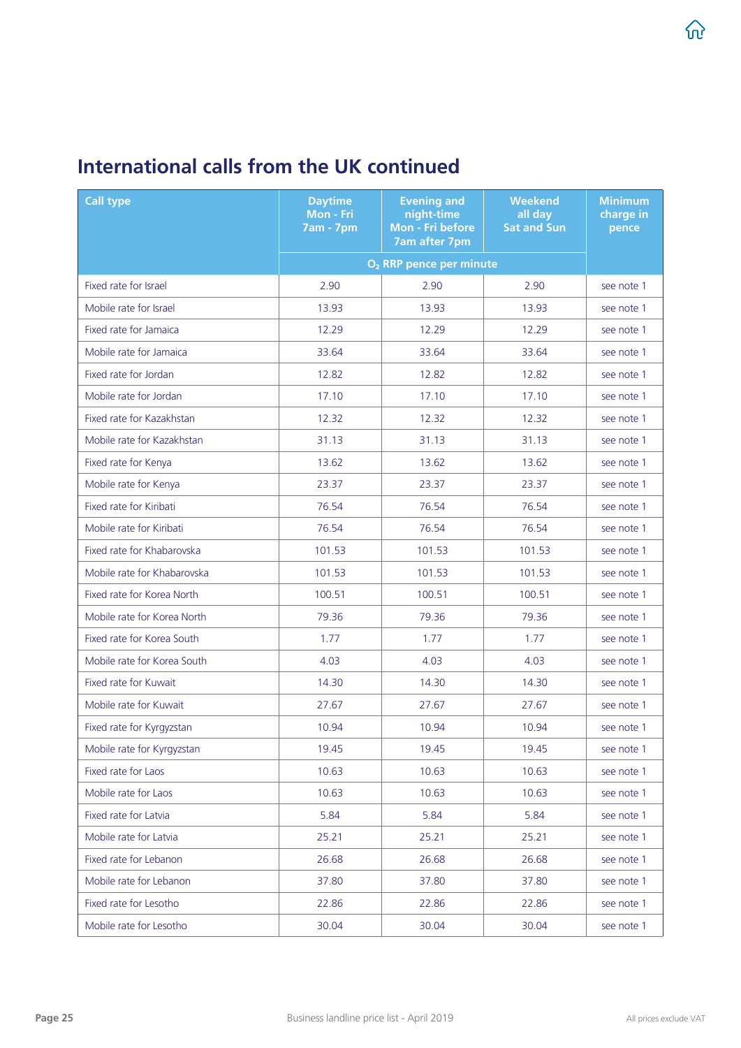## International calls from the UK continued

| Call type | Daytime Mon - Fri 7am - 7pm | Evening and night-time Mon - Fri before 7am after 7pm | Weekend all day Sat and Sun | Minimum charge in pence |
|---|---|---|---|---|
| | $O_2$ RRP pence per minute | | | |
| Fixed rate for Israel | 2.90 | 2.90 | 2.90 | see note 1 |
| Mobile rate for Israel | 13.93 | 13.93 | 13.93 | see note 1 |
| Fixed rate for Jamaica | 12.29 | 12.29 | 12.29 | see note 1 |
| Mobile rate for Jamaica | 33.64 | 33.64 | 33.64 | see note 1 |
| Fixed rate for Jordan | 12.82 | 12.82 | 12.82 | see note 1 |
| Mobile rate for Jordan | 17.10 | 17.10 | 17.10 | see note 1 |
| Fixed rate for Kazakhstan | 12.32 | 12.32 | 12.32 | see note 1 |
| Mobile rate for Kazakhstan | 31.13 | 31.13 | 31.13 | see note 1 |
| Fixed rate for Kenya | 13.62 | 13.62 | 13.62 | see note 1 |
| Mobile rate for Kenya | 23.37 | 23.37 | 23.37 | see note 1 |
| Fixed rate for Kiribati | 76.54 | 76.54 | 76.54 | see note 1 |
| Mobile rate for Kiribati | 76.54 | 76.54 | 76.54 | see note 1 |
| Fixed rate for Khabarovska | 101.53 | 101.53 | 101.53 | see note 1 |
| Mobile rate for Khabarovska | 101.53 | 101.53 | 101.53 | see note 1 |
| Fixed rate for Korea North | 100.51 | 100.51 | 100.51 | see note 1 |
| Mobile rate for Korea North | 79.36 | 79.36 | 79.36 | see note 1 |
| Fixed rate for Korea South | 1.77 | 1.77 | 1.77 | see note 1 |
| Mobile rate for Korea South | 4.03 | 4.03 | 4.03 | see note 1 |
| Fixed rate for Kuwait | 14.30 | 14.30 | 14.30 | see note 1 |
| Mobile rate for Kuwait | 27.67 | 27.67 | 27.67 | see note 1 |
| Fixed rate for Kyrgyzstan | 10.94 | 10.94 | 10.94 | see note 1 |
| Mobile rate for Kyrgyzstan | 19.45 | 19.45 | 19.45 | see note 1 |
| Fixed rate for Laos | 10.63 | 10.63 | 10.63 | see note 1 |
| Mobile rate for Laos | 10.63 | 10.63 | 10.63 | see note 1 |
| Fixed rate for Latvia | 5.84 | 5.84 | 5.84 | see note 1 |
| Mobile rate for Latvia | 25.21 | 25.21 | 25.21 | see note 1 |
| Fixed rate for Lebanon | 26.68 | 26.68 | 26.68 | see note 1 |
| Mobile rate for Lebanon | 37.80 | 37.80 | 37.80 | see note 1 |
| Fixed rate for Lesotho | 22.86 | 22.86 | 22.86 | see note 1 |
| Mobile rate for Lesotho | 30.04 | 30.04 | 30.04 | see note 1 |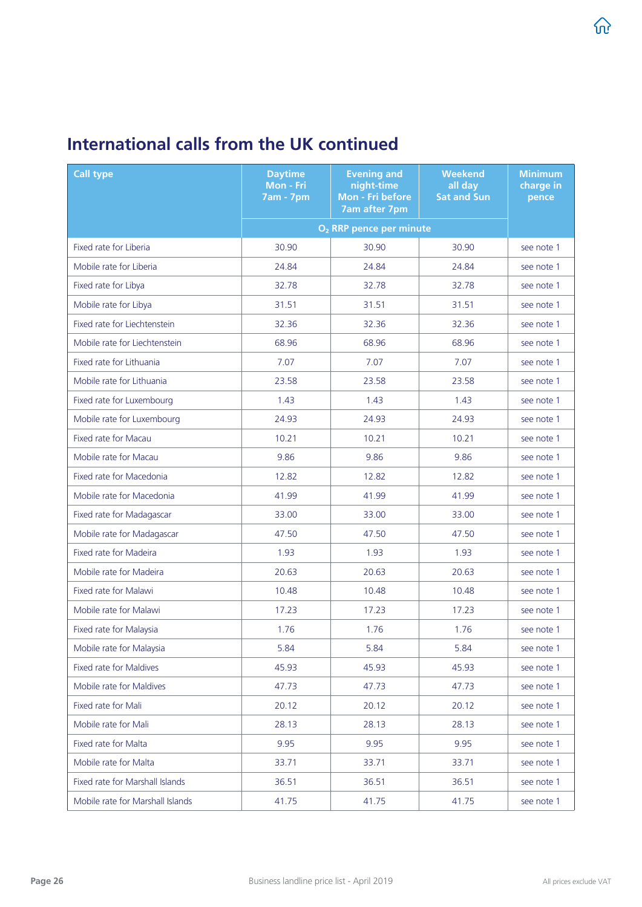## International calls from the UK continued

| Call type | Daytime Mon - Fri 7am - 7pm | Evening and night-time Mon - Fri before 7am after 7pm | Weekend all day Sat and Sun | Minimum charge in pence |
|---|---|---|---|---|
| | $O_2$ RRP pence per minute | | | |
| Fixed rate for Liberia | 30.90 | 30.90 | 30.90 | see note 1 |
| Mobile rate for Liberia | 24.84 | 24.84 | 24.84 | see note 1 |
| Fixed rate for Libya | 32.78 | 32.78 | 32.78 | see note 1 |
| Mobile rate for Libya | 31.51 | 31.51 | 31.51 | see note 1 |
| Fixed rate for Liechtenstein | 32.36 | 32.36 | 32.36 | see note 1 |
| Mobile rate for Liechtenstein | 68.96 | 68.96 | 68.96 | see note 1 |
| Fixed rate for Lithuania | 7.07 | 7.07 | 7.07 | see note 1 |
| Mobile rate for Lithuania | 23.58 | 23.58 | 23.58 | see note 1 |
| Fixed rate for Luxembourg | 1.43 | 1.43 | 1.43 | see note 1 |
| Mobile rate for Luxembourg | 24.93 | 24.93 | 24.93 | see note 1 |
| Fixed rate for Macau | 10.21 | 10.21 | 10.21 | see note 1 |
| Mobile rate for Macau | 9.86 | 9.86 | 9.86 | see note 1 |
| Fixed rate for Macedonia | 12.82 | 12.82 | 12.82 | see note 1 |
| Mobile rate for Macedonia | 41.99 | 41.99 | 41.99 | see note 1 |
| Fixed rate for Madagascar | 33.00 | 33.00 | 33.00 | see note 1 |
| Mobile rate for Madagascar | 47.50 | 47.50 | 47.50 | see note 1 |
| Fixed rate for Madeira | 1.93 | 1.93 | 1.93 | see note 1 |
| Mobile rate for Madeira | 20.63 | 20.63 | 20.63 | see note 1 |
| Fixed rate for Malawi | 10.48 | 10.48 | 10.48 | see note 1 |
| Mobile rate for Malawi | 17.23 | 17.23 | 17.23 | see note 1 |
| Fixed rate for Malaysia | 1.76 | 1.76 | 1.76 | see note 1 |
| Mobile rate for Malaysia | 5.84 | 5.84 | 5.84 | see note 1 |
| Fixed rate for Maldives | 45.93 | 45.93 | 45.93 | see note 1 |
| Mobile rate for Maldives | 47.73 | 47.73 | 47.73 | see note 1 |
| Fixed rate for Mali | 20.12 | 20.12 | 20.12 | see note 1 |
| Mobile rate for Mali | 28.13 | 28.13 | 28.13 | see note 1 |
| Fixed rate for Malta | 9.95 | 9.95 | 9.95 | see note 1 |
| Mobile rate for Malta | 33.71 | 33.71 | 33.71 | see note 1 |
| Fixed rate for Marshall Islands | 36.51 | 36.51 | 36.51 | see note 1 |
| Mobile rate for Marshall Islands | 41.75 | 41.75 | 41.75 | see note 1 |

Business landline price list - April 2019

All prices exclude VAT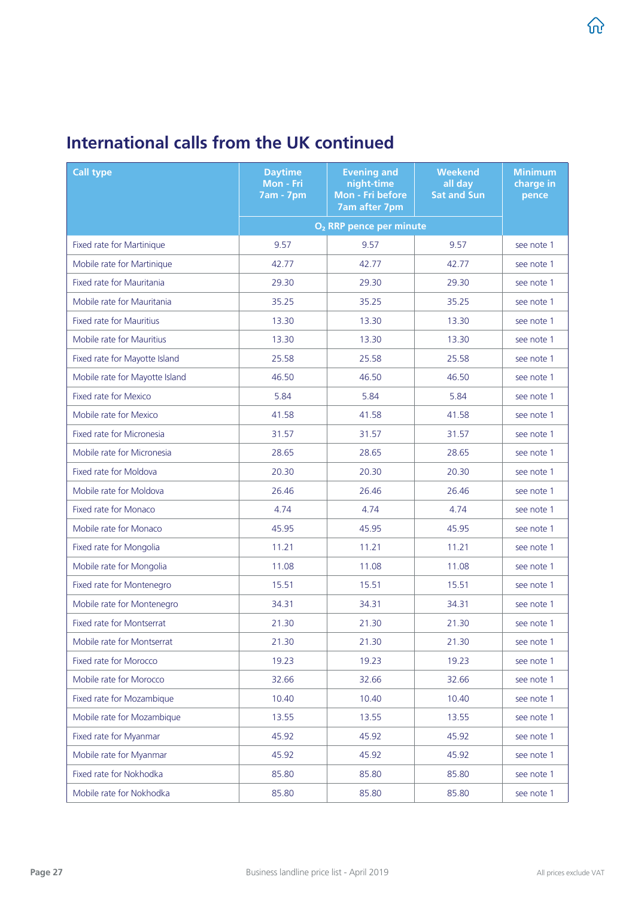# International calls from the UK continued

| Call type | Daytime Mon - Fri 7am - 7pm | Evening and night-time Mon - Fri before 7am after 7pm | Weekend all day Sat and Sun | Minimum charge in pence |
|---|---|---|---|---|
| | $O_2$ RRP pence per minute | | | |
| Fixed rate for Martinique | 9.57 | 9.57 | 9.57 | see note 1 |
| Mobile rate for Martinique | 42.77 | 42.77 | 42.77 | see note 1 |
| Fixed rate for Mauritania | 29.30 | 29.30 | 29.30 | see note 1 |
| Mobile rate for Mauritania | 35.25 | 35.25 | 35.25 | see note 1 |
| Fixed rate for Mauritius | 13.30 | 13.30 | 13.30 | see note 1 |
| Mobile rate for Mauritius | 13.30 | 13.30 | 13.30 | see note 1 |
| Fixed rate for Mayotte Island | 25.58 | 25.58 | 25.58 | see note 1 |
| Mobile rate for Mayotte Island | 46.50 | 46.50 | 46.50 | see note 1 |
| Fixed rate for Mexico | 5.84 | 5.84 | 5.84 | see note 1 |
| Mobile rate for Mexico | 41.58 | 41.58 | 41.58 | see note 1 |
| Fixed rate for Micronesia | 31.57 | 31.57 | 31.57 | see note 1 |
| Mobile rate for Micronesia | 28.65 | 28.65 | 28.65 | see note 1 |
| Fixed rate for Moldova | 20.30 | 20.30 | 20.30 | see note 1 |
| Mobile rate for Moldova | 26.46 | 26.46 | 26.46 | see note 1 |
| Fixed rate for Monaco | 4.74 | 4.74 | 4.74 | see note 1 |
| Mobile rate for Monaco | 45.95 | 45.95 | 45.95 | see note 1 |
| Fixed rate for Mongolia | 11.21 | 11.21 | 11.21 | see note 1 |
| Mobile rate for Mongolia | 11.08 | 11.08 | 11.08 | see note 1 |
| Fixed rate for Montenegro | 15.51 | 15.51 | 15.51 | see note 1 |
| Mobile rate for Montenegro | 34.31 | 34.31 | 34.31 | see note 1 |
| Fixed rate for Montserrat | 21.30 | 21.30 | 21.30 | see note 1 |
| Mobile rate for Montserrat | 21.30 | 21.30 | 21.30 | see note 1 |
| Fixed rate for Morocco | 19.23 | 19.23 | 19.23 | see note 1 |
| Mobile rate for Morocco | 32.66 | 32.66 | 32.66 | see note 1 |
| Fixed rate for Mozambique | 10.40 | 10.40 | 10.40 | see note 1 |
| Mobile rate for Mozambique | 13.55 | 13.55 | 13.55 | see note 1 |
| Fixed rate for Myanmar | 45.92 | 45.92 | 45.92 | see note 1 |
| Mobile rate for Myanmar | 45.92 | 45.92 | 45.92 | see note 1 |
| Fixed rate for Nokhodka | 85.80 | 85.80 | 85.80 | see note 1 |
| Mobile rate for Nokhodka | 85.80 | 85.80 | 85.80 | see note 1 |

Business landline price list - April 2019

All prices exclude VAT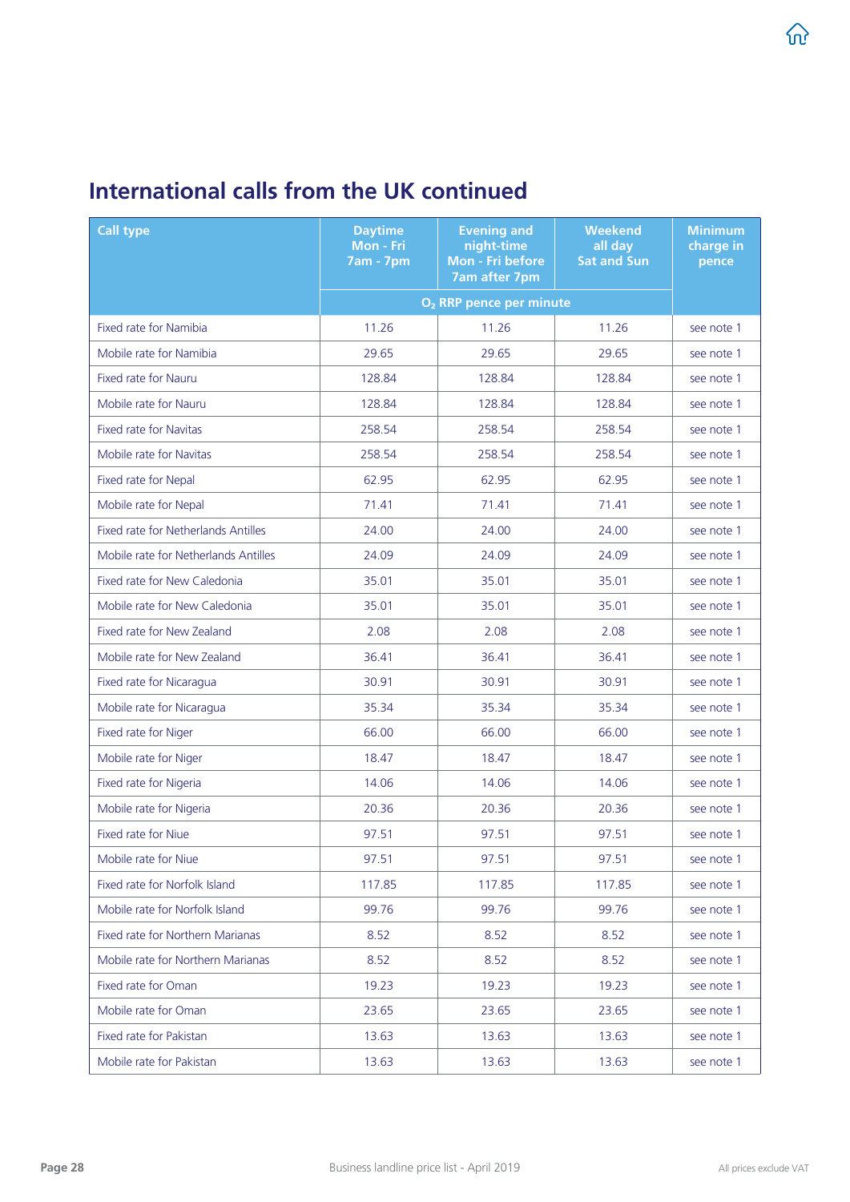## International calls from the UK continued

| Call type | Daytime Mon - Fri 7am - 7pm | Evening and night-time Mon - Fri before 7am after 7pm | Weekend all day Sat and Sun | Minimum charge in pence |
|---|---|---|---|---|
| | $O_2$ RRP pence per minute | | | |
| Fixed rate for Namibia | 11.26 | 11.26 | 11.26 | see note 1 |
| Mobile rate for Namibia | 29.65 | 29.65 | 29.65 | see note 1 |
| Fixed rate for Nauru | 128.84 | 128.84 | 128.84 | see note 1 |
| Mobile rate for Nauru | 128.84 | 128.84 | 128.84 | see note 1 |
| Fixed rate for Navitas | 258.54 | 258.54 | 258.54 | see note 1 |
| Mobile rate for Navitas | 258.54 | 258.54 | 258.54 | see note 1 |
| Fixed rate for Nepal | 62.95 | 62.95 | 62.95 | see note 1 |
| Mobile rate for Nepal | 71.41 | 71.41 | 71.41 | see note 1 |
| Fixed rate for Netherlands Antilles | 24.00 | 24.00 | 24.00 | see note 1 |
| Mobile rate for Netherlands Antilles | 24.09 | 24.09 | 24.09 | see note 1 |
| Fixed rate for New Caledonia | 35.01 | 35.01 | 35.01 | see note 1 |
| Mobile rate for New Caledonia | 35.01 | 35.01 | 35.01 | see note 1 |
| Fixed rate for New Zealand | 2.08 | 2.08 | 2.08 | see note 1 |
| Mobile rate for New Zealand | 36.41 | 36.41 | 36.41 | see note 1 |
| Fixed rate for Nicaragua | 30.91 | 30.91 | 30.91 | see note 1 |
| Mobile rate for Nicaragua | 35.34 | 35.34 | 35.34 | see note 1 |
| Fixed rate for Niger | 66.00 | 66.00 | 66.00 | see note 1 |
| Mobile rate for Niger | 18.47 | 18.47 | 18.47 | see note 1 |
| Fixed rate for Nigeria | 14.06 | 14.06 | 14.06 | see note 1 |
| Mobile rate for Nigeria | 20.36 | 20.36 | 20.36 | see note 1 |
| Fixed rate for Niue | 97.51 | 97.51 | 97.51 | see note 1 |
| Mobile rate for Niue | 97.51 | 97.51 | 97.51 | see note 1 |
| Fixed rate for Norfolk Island | 117.85 | 117.85 | 117.85 | see note 1 |
| Mobile rate for Norfolk Island | 99.76 | 99.76 | 99.76 | see note 1 |
| Fixed rate for Northern Marianas | 8.52 | 8.52 | 8.52 | see note 1 |
| Mobile rate for Northern Marianas | 8.52 | 8.52 | 8.52 | see note 1 |
| Fixed rate for Oman | 19.23 | 19.23 | 19.23 | see note 1 |
| Mobile rate for Oman | 23.65 | 23.65 | 23.65 | see note 1 |
| Fixed rate for Pakistan | 13.63 | 13.63 | 13.63 | see note 1 |
| Mobile rate for Pakistan | 13.63 | 13.63 | 13.63 | see note 1 |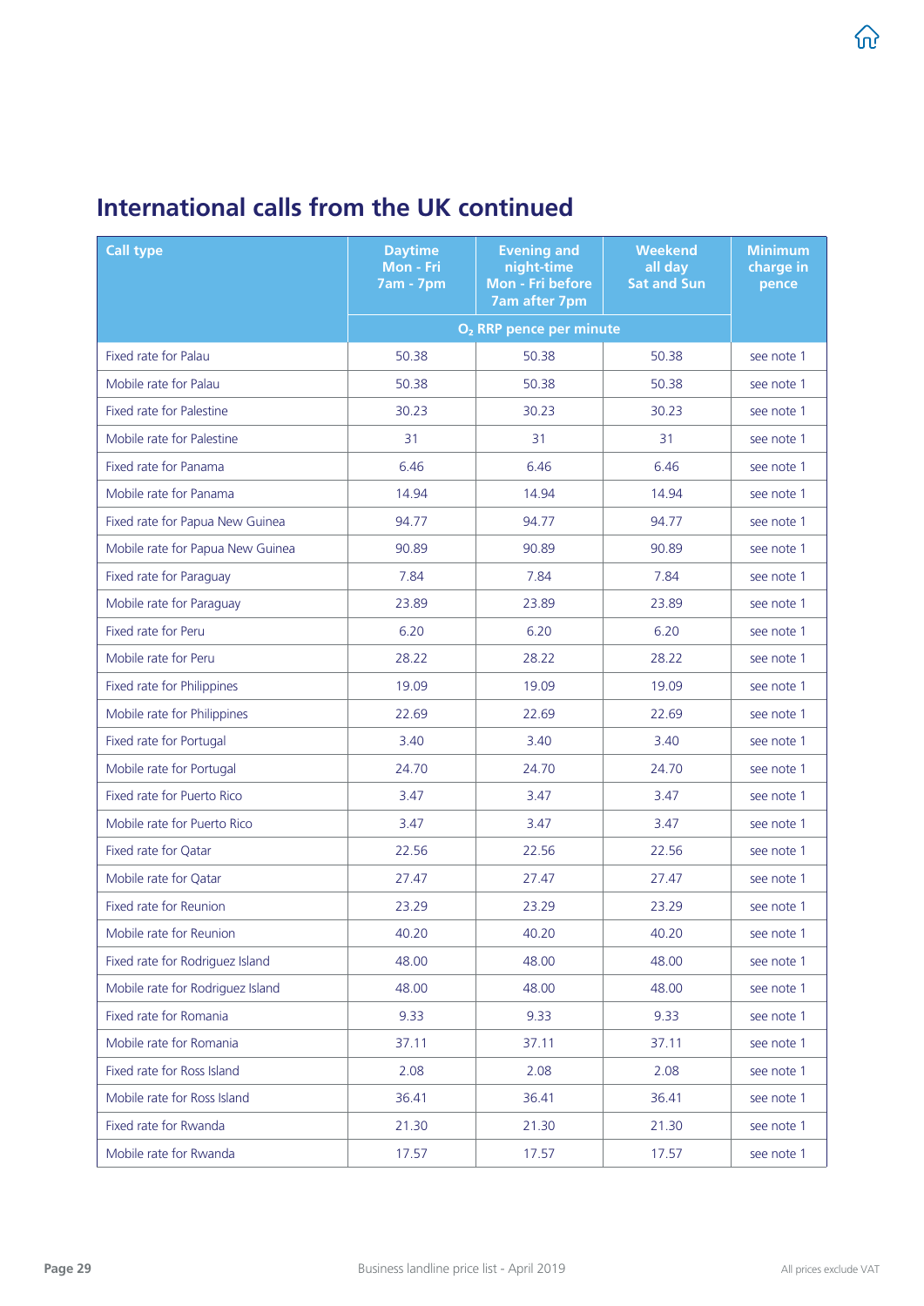## International calls from the UK continued

| Call type | Daytime Mon - Fri 7am - 7pm | Evening and night-time Mon - Fri before 7am after 7pm | Weekend all day Sat and Sun | Minimum charge in pence |
|---|---|---|---|---|
| | $O_2$ RRP pence per minute | | | |
| Fixed rate for Palau | 50.38 | 50.38 | 50.38 | see note 1 |
| Mobile rate for Palau | 50.38 | 50.38 | 50.38 | see note 1 |
| Fixed rate for Palestine | 30.23 | 30.23 | 30.23 | see note 1 |
| Mobile rate for Palestine | 31 | 31 | 31 | see note 1 |
| Fixed rate for Panama | 6.46 | 6.46 | 6.46 | see note 1 |
| Mobile rate for Panama | 14.94 | 14.94 | 14.94 | see note 1 |
| Fixed rate for Papua New Guinea | 94.77 | 94.77 | 94.77 | see note 1 |
| Mobile rate for Papua New Guinea | 90.89 | 90.89 | 90.89 | see note 1 |
| Fixed rate for Paraguay | 7.84 | 7.84 | 7.84 | see note 1 |
| Mobile rate for Paraguay | 23.89 | 23.89 | 23.89 | see note 1 |
| Fixed rate for Peru | 6.20 | 6.20 | 6.20 | see note 1 |
| Mobile rate for Peru | 28.22 | 28.22 | 28.22 | see note 1 |
| Fixed rate for Philippines | 19.09 | 19.09 | 19.09 | see note 1 |
| Mobile rate for Philippines | 22.69 | 22.69 | 22.69 | see note 1 |
| Fixed rate for Portugal | 3.40 | 3.40 | 3.40 | see note 1 |
| Mobile rate for Portugal | 24.70 | 24.70 | 24.70 | see note 1 |
| Fixed rate for Puerto Rico | 3.47 | 3.47 | 3.47 | see note 1 |
| Mobile rate for Puerto Rico | 3.47 | 3.47 | 3.47 | see note 1 |
| Fixed rate for Qatar | 22.56 | 22.56 | 22.56 | see note 1 |
| Mobile rate for Qatar | 27.47 | 27.47 | 27.47 | see note 1 |
| Fixed rate for Reunion | 23.29 | 23.29 | 23.29 | see note 1 |
| Mobile rate for Reunion | 40.20 | 40.20 | 40.20 | see note 1 |
| Fixed rate for Rodriguez Island | 48.00 | 48.00 | 48.00 | see note 1 |
| Mobile rate for Rodriguez Island | 48.00 | 48.00 | 48.00 | see note 1 |
| Fixed rate for Romania | 9.33 | 9.33 | 9.33 | see note 1 |
| Mobile rate for Romania | 37.11 | 37.11 | 37.11 | see note 1 |
| Fixed rate for Ross Island | 2.08 | 2.08 | 2.08 | see note 1 |
| Mobile rate for Ross Island | 36.41 | 36.41 | 36.41 | see note 1 |
| Fixed rate for Rwanda | 21.30 | 21.30 | 21.30 | see note 1 |
| Mobile rate for Rwanda | 17.57 | 17.57 | 17.57 | see note 1 |

Business landline price list - April 2019

All prices exclude VAT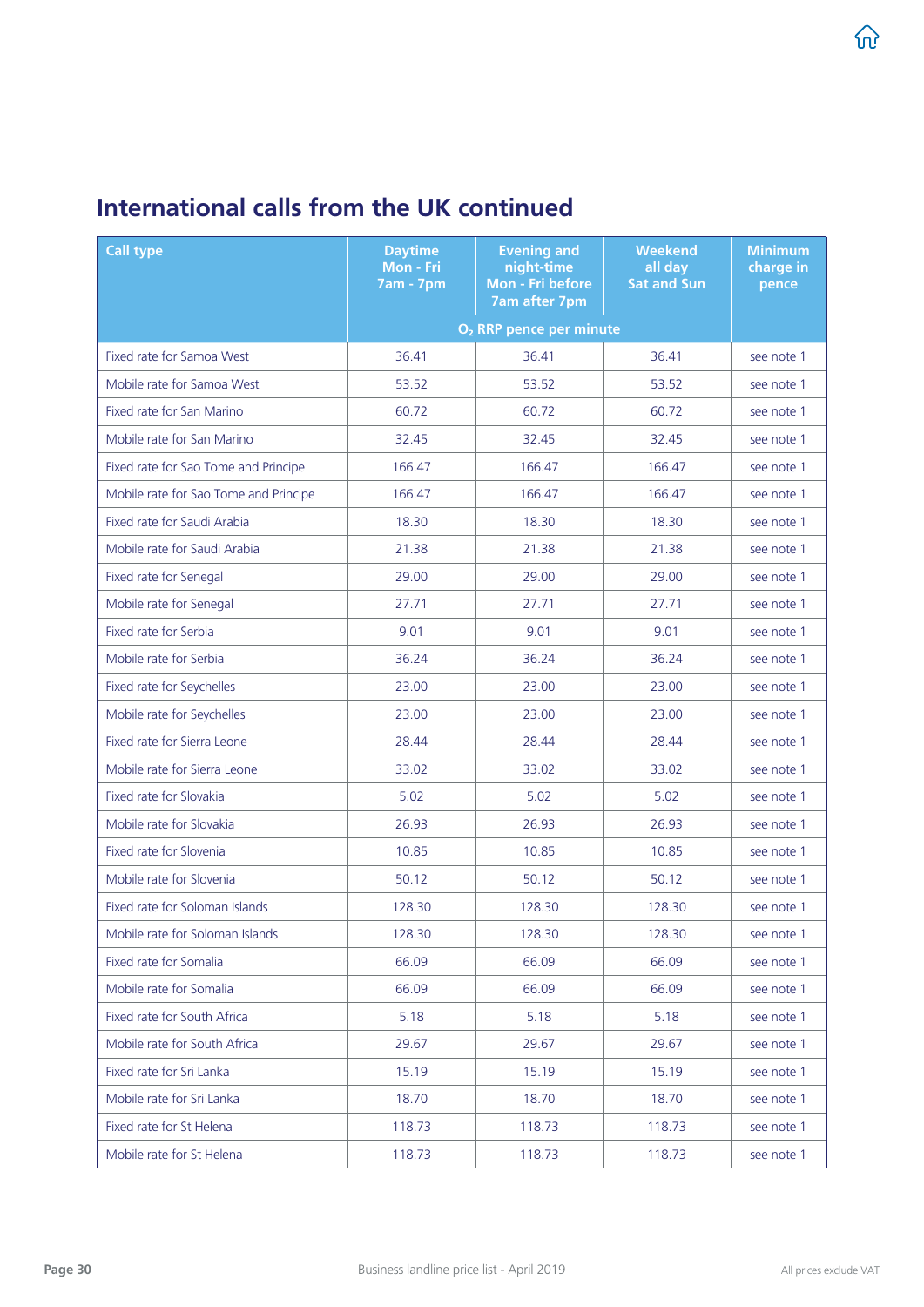## International calls from the UK continued

| Call type | Daytime Mon - Fri 7am - 7pm | Evening and night-time Mon - Fri before 7am after 7pm | Weekend all day Sat and Sun | Minimum charge in pence |
|---|---|---|---|---|
| | $O_2$ RRP pence per minute | | | |
| Fixed rate for Samoa West | 36.41 | 36.41 | 36.41 | see note 1 |
| Mobile rate for Samoa West | 53.52 | 53.52 | 53.52 | see note 1 |
| Fixed rate for San Marino | 60.72 | 60.72 | 60.72 | see note 1 |
| Mobile rate for San Marino | 32.45 | 32.45 | 32.45 | see note 1 |
| Fixed rate for Sao Tome and Principe | 166.47 | 166.47 | 166.47 | see note 1 |
| Mobile rate for Sao Tome and Principe | 166.47 | 166.47 | 166.47 | see note 1 |
| Fixed rate for Saudi Arabia | 18.30 | 18.30 | 18.30 | see note 1 |
| Mobile rate for Saudi Arabia | 21.38 | 21.38 | 21.38 | see note 1 |
| Fixed rate for Senegal | 29.00 | 29.00 | 29.00 | see note 1 |
| Mobile rate for Senegal | 27.71 | 27.71 | 27.71 | see note 1 |
| Fixed rate for Serbia | 9.01 | 9.01 | 9.01 | see note 1 |
| Mobile rate for Serbia | 36.24 | 36.24 | 36.24 | see note 1 |
| Fixed rate for Seychelles | 23.00 | 23.00 | 23.00 | see note 1 |
| Mobile rate for Seychelles | 23.00 | 23.00 | 23.00 | see note 1 |
| Fixed rate for Sierra Leone | 28.44 | 28.44 | 28.44 | see note 1 |
| Mobile rate for Sierra Leone | 33.02 | 33.02 | 33.02 | see note 1 |
| Fixed rate for Slovakia | 5.02 | 5.02 | 5.02 | see note 1 |
| Mobile rate for Slovakia | 26.93 | 26.93 | 26.93 | see note 1 |
| Fixed rate for Slovenia | 10.85 | 10.85 | 10.85 | see note 1 |
| Mobile rate for Slovenia | 50.12 | 50.12 | 50.12 | see note 1 |
| Fixed rate for Soloman Islands | 128.30 | 128.30 | 128.30 | see note 1 |
| Mobile rate for Soloman Islands | 128.30 | 128.30 | 128.30 | see note 1 |
| Fixed rate for Somalia | 66.09 | 66.09 | 66.09 | see note 1 |
| Mobile rate for Somalia | 66.09 | 66.09 | 66.09 | see note 1 |
| Fixed rate for South Africa | 5.18 | 5.18 | 5.18 | see note 1 |
| Mobile rate for South Africa | 29.67 | 29.67 | 29.67 | see note 1 |
| Fixed rate for Sri Lanka | 15.19 | 15.19 | 15.19 | see note 1 |
| Mobile rate for Sri Lanka | 18.70 | 18.70 | 18.70 | see note 1 |
| Fixed rate for St Helena | 118.73 | 118.73 | 118.73 | see note 1 |
| Mobile rate for St Helena | 118.73 | 118.73 | 118.73 | see note 1 |

Business landline price list - April 2019

All prices exclude VAT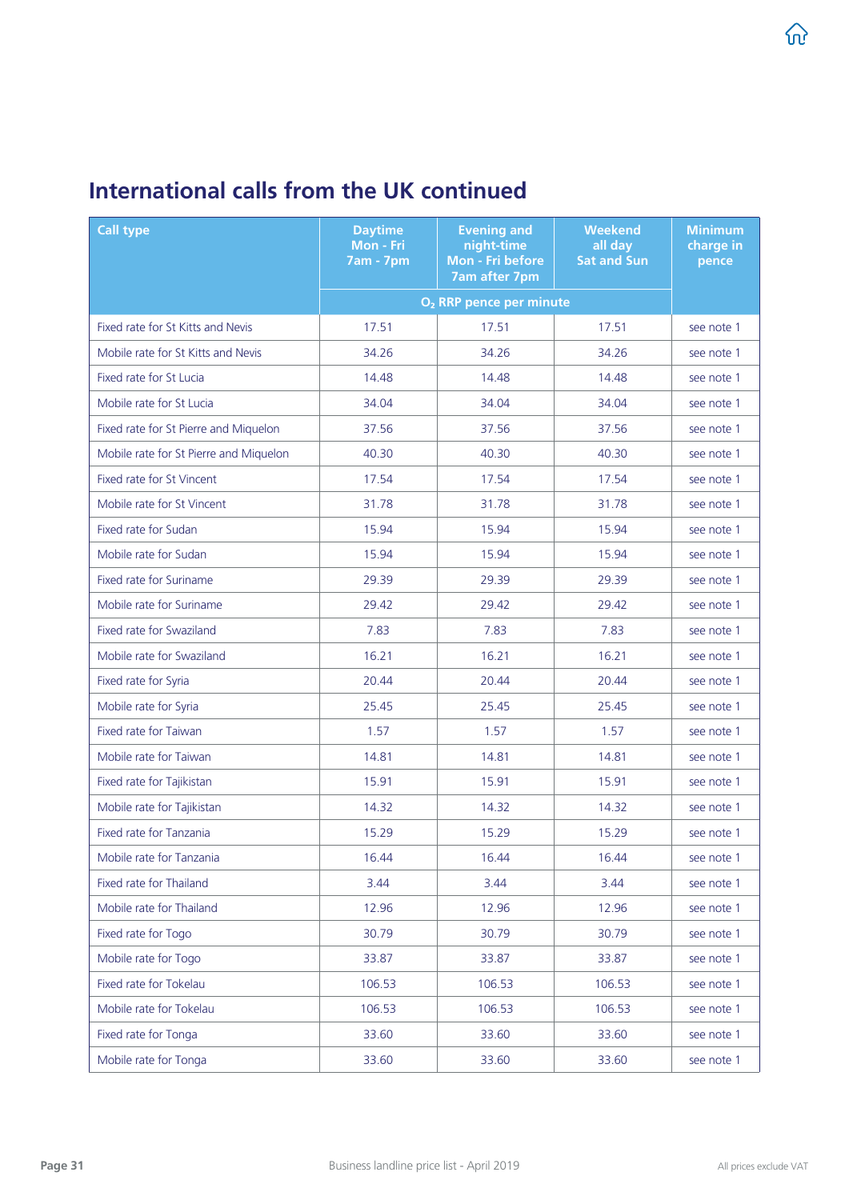## International calls from the UK continued

| Call type | Daytime Mon - Fri 7am - 7pm | Evening and night-time Mon - Fri before 7am after 7pm | Weekend all day Sat and Sun | Minimum charge in pence |
|---|---|---|---|---|
| | $O_2$ RRP pence per minute | | | |
| Fixed rate for St Kitts and Nevis | 17.51 | 17.51 | 17.51 | see note 1 |
| Mobile rate for St Kitts and Nevis | 34.26 | 34.26 | 34.26 | see note 1 |
| Fixed rate for St Lucia | 14.48 | 14.48 | 14.48 | see note 1 |
| Mobile rate for St Lucia | 34.04 | 34.04 | 34.04 | see note 1 |
| Fixed rate for St Pierre and Miquelon | 37.56 | 37.56 | 37.56 | see note 1 |
| Mobile rate for St Pierre and Miquelon | 40.30 | 40.30 | 40.30 | see note 1 |
| Fixed rate for St Vincent | 17.54 | 17.54 | 17.54 | see note 1 |
| Mobile rate for St Vincent | 31.78 | 31.78 | 31.78 | see note 1 |
| Fixed rate for Sudan | 15.94 | 15.94 | 15.94 | see note 1 |
| Mobile rate for Sudan | 15.94 | 15.94 | 15.94 | see note 1 |
| Fixed rate for Suriname | 29.39 | 29.39 | 29.39 | see note 1 |
| Mobile rate for Suriname | 29.42 | 29.42 | 29.42 | see note 1 |
| Fixed rate for Swaziland | 7.83 | 7.83 | 7.83 | see note 1 |
| Mobile rate for Swaziland | 16.21 | 16.21 | 16.21 | see note 1 |
| Fixed rate for Syria | 20.44 | 20.44 | 20.44 | see note 1 |
| Mobile rate for Syria | 25.45 | 25.45 | 25.45 | see note 1 |
| Fixed rate for Taiwan | 1.57 | 1.57 | 1.57 | see note 1 |
| Mobile rate for Taiwan | 14.81 | 14.81 | 14.81 | see note 1 |
| Fixed rate for Tajikistan | 15.91 | 15.91 | 15.91 | see note 1 |
| Mobile rate for Tajikistan | 14.32 | 14.32 | 14.32 | see note 1 |
| Fixed rate for Tanzania | 15.29 | 15.29 | 15.29 | see note 1 |
| Mobile rate for Tanzania | 16.44 | 16.44 | 16.44 | see note 1 |
| Fixed rate for Thailand | 3.44 | 3.44 | 3.44 | see note 1 |
| Mobile rate for Thailand | 12.96 | 12.96 | 12.96 | see note 1 |
| Fixed rate for Togo | 30.79 | 30.79 | 30.79 | see note 1 |
| Mobile rate for Togo | 33.87 | 33.87 | 33.87 | see note 1 |
| Fixed rate for Tokelau | 106.53 | 106.53 | 106.53 | see note 1 |
| Mobile rate for Tokelau | 106.53 | 106.53 | 106.53 | see note 1 |
| Fixed rate for Tonga | 33.60 | 33.60 | 33.60 | see note 1 |
| Mobile rate for Tonga | 33.60 | 33.60 | 33.60 | see note 1 |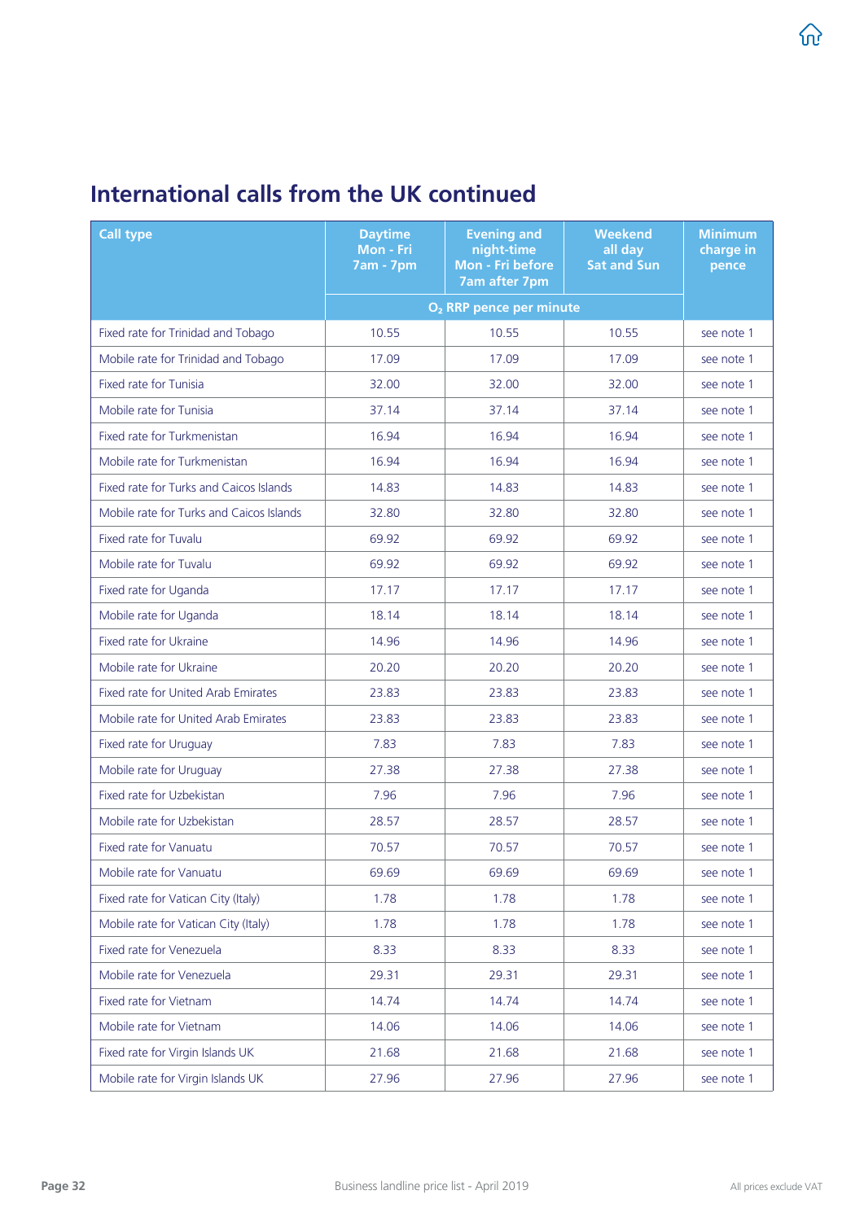## International calls from the UK continued

| Call type | Daytime Mon - Fri 7am - 7pm | Evening and night-time Mon - Fri before 7am after 7pm | Weekend all day Sat and Sun | Minimum charge in pence |
|---|---|---|---|---|
| | $O_2$ RRP pence per minute | | | |
| Fixed rate for Trinidad and Tobago | 10.55 | 10.55 | 10.55 | see note 1 |
| Mobile rate for Trinidad and Tobago | 17.09 | 17.09 | 17.09 | see note 1 |
| Fixed rate for Tunisia | 32.00 | 32.00 | 32.00 | see note 1 |
| Mobile rate for Tunisia | 37.14 | 37.14 | 37.14 | see note 1 |
| Fixed rate for Turkmenistan | 16.94 | 16.94 | 16.94 | see note 1 |
| Mobile rate for Turkmenistan | 16.94 | 16.94 | 16.94 | see note 1 |
| Fixed rate for Turks and Caicos Islands | 14.83 | 14.83 | 14.83 | see note 1 |
| Mobile rate for Turks and Caicos Islands | 32.80 | 32.80 | 32.80 | see note 1 |
| Fixed rate for Tuvalu | 69.92 | 69.92 | 69.92 | see note 1 |
| Mobile rate for Tuvalu | 69.92 | 69.92 | 69.92 | see note 1 |
| Fixed rate for Uganda | 17.17 | 17.17 | 17.17 | see note 1 |
| Mobile rate for Uganda | 18.14 | 18.14 | 18.14 | see note 1 |
| Fixed rate for Ukraine | 14.96 | 14.96 | 14.96 | see note 1 |
| Mobile rate for Ukraine | 20.20 | 20.20 | 20.20 | see note 1 |
| Fixed rate for United Arab Emirates | 23.83 | 23.83 | 23.83 | see note 1 |
| Mobile rate for United Arab Emirates | 23.83 | 23.83 | 23.83 | see note 1 |
| Fixed rate for Uruguay | 7.83 | 7.83 | 7.83 | see note 1 |
| Mobile rate for Uruguay | 27.38 | 27.38 | 27.38 | see note 1 |
| Fixed rate for Uzbekistan | 7.96 | 7.96 | 7.96 | see note 1 |
| Mobile rate for Uzbekistan | 28.57 | 28.57 | 28.57 | see note 1 |
| Fixed rate for Vanuatu | 70.57 | 70.57 | 70.57 | see note 1 |
| Mobile rate for Vanuatu | 69.69 | 69.69 | 69.69 | see note 1 |
| Fixed rate for Vatican City (Italy) | 1.78 | 1.78 | 1.78 | see note 1 |
| Mobile rate for Vatican City (Italy) | 1.78 | 1.78 | 1.78 | see note 1 |
| Fixed rate for Venezuela | 8.33 | 8.33 | 8.33 | see note 1 |
| Mobile rate for Venezuela | 29.31 | 29.31 | 29.31 | see note 1 |
| Fixed rate for Vietnam | 14.74 | 14.74 | 14.74 | see note 1 |
| Mobile rate for Vietnam | 14.06 | 14.06 | 14.06 | see note 1 |
| Fixed rate for Virgin Islands UK | 21.68 | 21.68 | 21.68 | see note 1 |
| Mobile rate for Virgin Islands UK | 27.96 | 27.96 | 27.96 | see note 1 |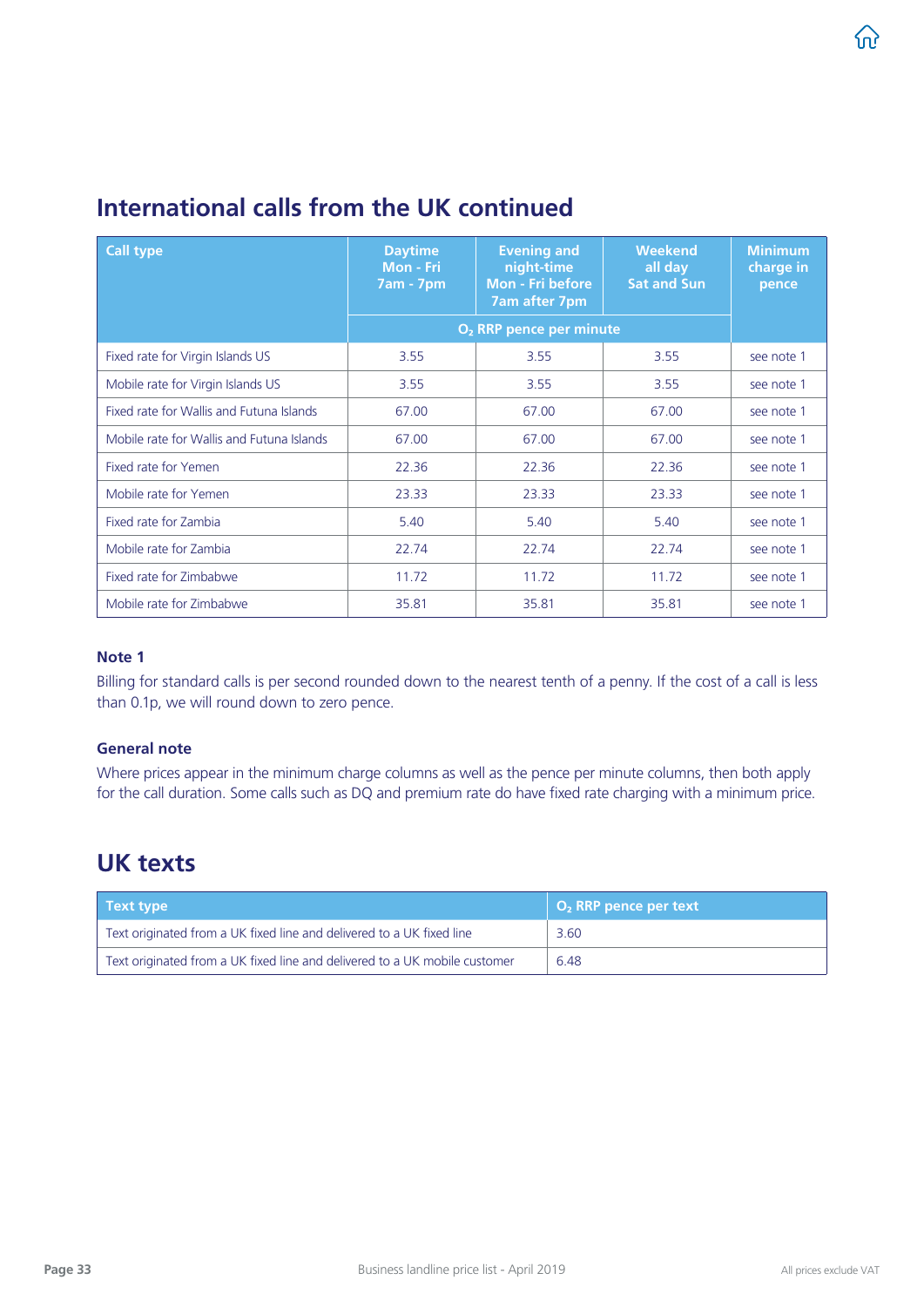## International calls from the UK continued

| Call type | Daytime Mon - Fri 7am - 7pm | Evening and night-time Mon - Fri before 7am after 7pm | Weekend all day Sat and Sun | Minimum charge in pence |
|---|---|---|---|---|
| | $O_2$ RRP pence per minute | | | |
| Fixed rate for Virgin Islands US | 3.55 | 3.55 | 3.55 | see note 1 |
| Mobile rate for Virgin Islands US | 3.55 | 3.55 | 3.55 | see note 1 |
| Fixed rate for Wallis and Futuna Islands | 67.00 | 67.00 | 67.00 | see note 1 |
| Mobile rate for Wallis and Futuna Islands | 67.00 | 67.00 | 67.00 | see note 1 |
| Fixed rate for Yemen | 22.36 | 22.36 | 22.36 | see note 1 |
| Mobile rate for Yemen | 23.33 | 23.33 | 23.33 | see note 1 |
| Fixed rate for Zambia | 5.40 | 5.40 | 5.40 | see note 1 |
| Mobile rate for Zambia | 22.74 | 22.74 | 22.74 | see note 1 |
| Fixed rate for Zimbabwe | 11.72 | 11.72 | 11.72 | see note 1 |
| Mobile rate for Zimbabwe | 35.81 | 35.81 | 35.81 | see note 1 |

### Note 1

Billing for standard calls is per second rounded down to the nearest tenth of a penny. If the cost of a call is less than 0.1p, we will round down to zero pence.

### General note

Where prices appear in the minimum charge columns as well as the pence per minute columns, then both apply for the call duration. Some calls such as DQ and premium rate do have fixed rate charging with a minimum price.

## UK texts

| Text type | $O_2$ RRP pence per text |
|---|---|
| Text originated from a UK fixed line and delivered to a UK fixed line | 3.60 |
| Text originated from a UK fixed line and delivered to a UK mobile customer | 6.48 |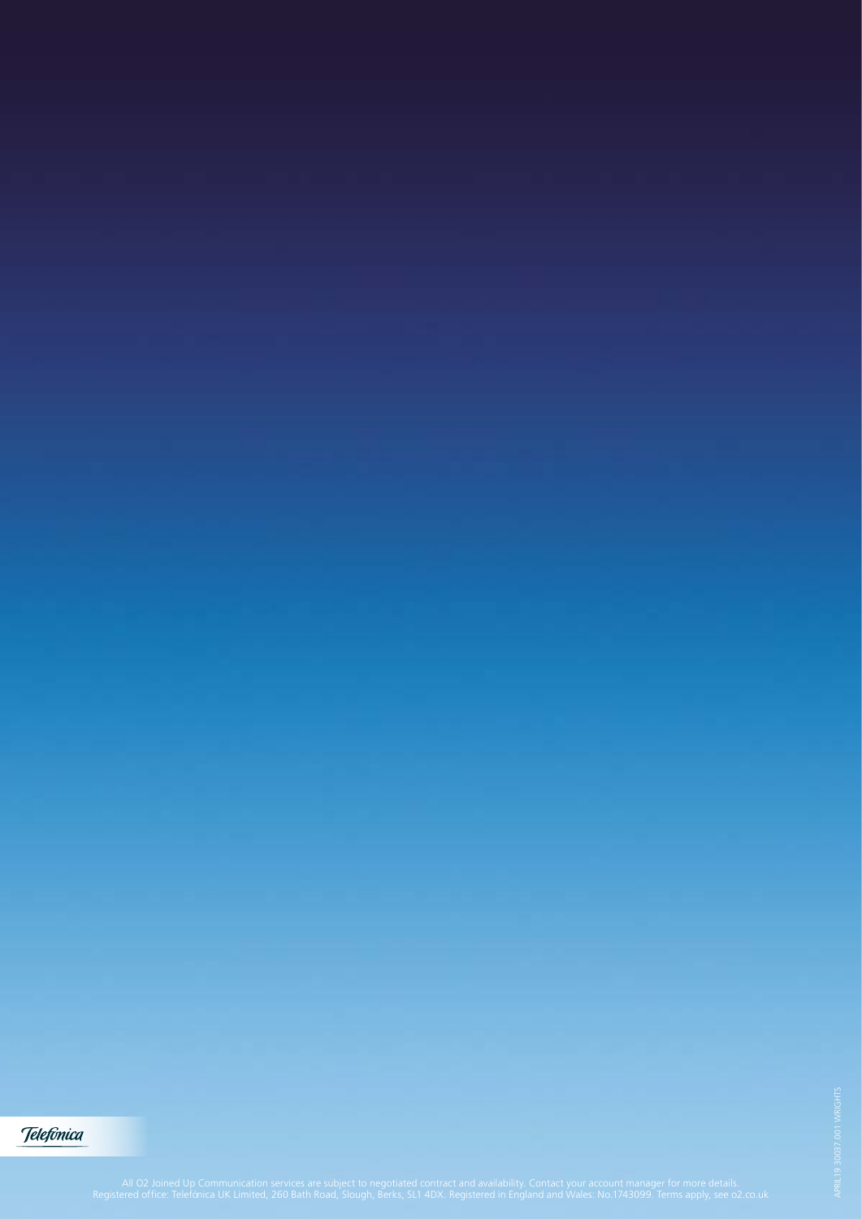Telefónica

All O2 Joined Up Communication services are subject to negotiated contract and availability. Contact your account manager for more details.
Registered office: Telefónica UK Limited, 260 Bath Road, Slough, Berks, SL1 4DX. Registered in England and Wales: No.1743099. Terms apply, see o2.co.uk

APRIL19 30037.001 WRIGHTS